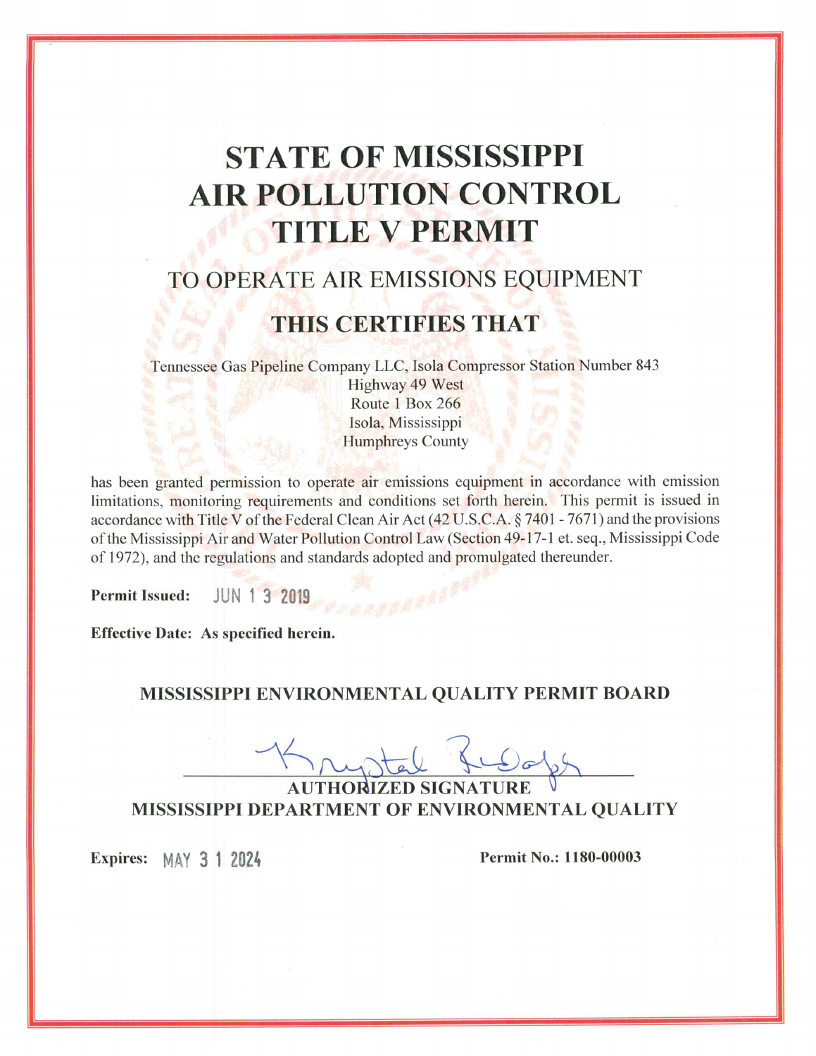# STATE OF MISSISSIPPI AIR POLLUTION CONTROL TITLE V PERMIT

## TO OPERATE AIR EMISSIONS EQUIPMENT

## THIS CERTIFIES THAT

Tennessee Gas Pipeline Company LLC, Isola Compressor Station Number 843
Highway 49 West
Route 1 Box 266
Isola, Mississippi
Humphreys County

has been granted permission to operate air emissions equipment in accordance with emission limitations, monitoring requirements and conditions set forth herein. This permit is issued in accordance with Title V of the Federal Clean Air Act (42 U.S.C.A. § 7401 - 7671) and the provisions of the Mississippi Air and Water Pollution Control Law (Section 49-17-1 et. seq., Mississippi Code of 1972), and the regulations and standards adopted and promulgated thereunder.

**Permit Issued:** JUN 13 2019

**Effective Date: As specified herein.**

**MISSISSIPPI ENVIRONMENTAL QUALITY PERMIT BOARD**

Krystal Rudolph

**AUTHORIZED SIGNATURE**
**MISSISSIPPI DEPARTMENT OF ENVIRONMENTAL QUALITY**

**Expires:** MAY 31 2024

**Permit No.: 1180-00003**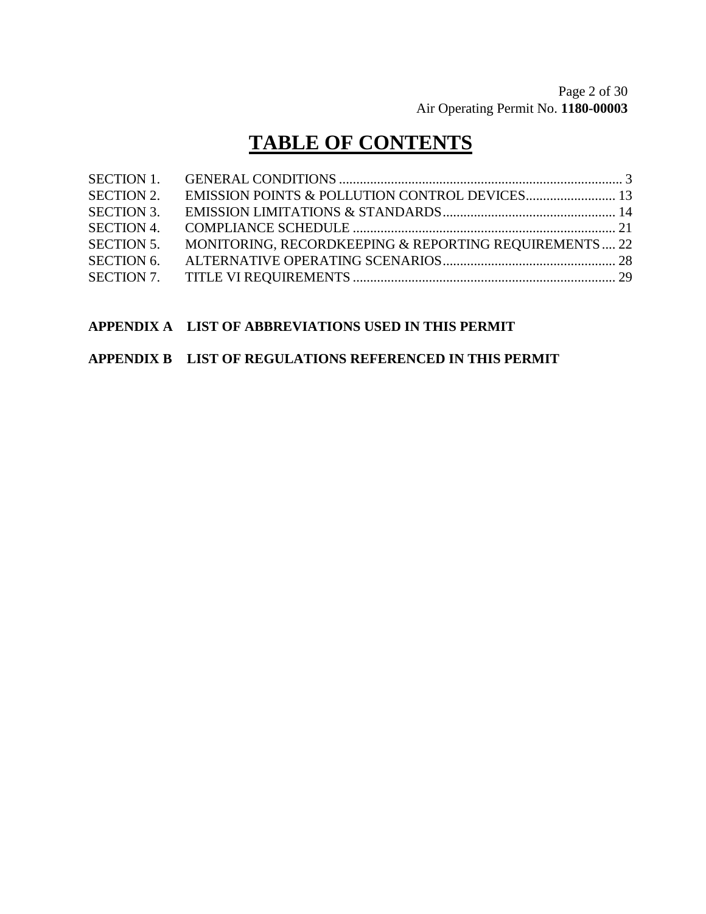# TABLE OF CONTENTS

| | | |
|---|---|---|
| SECTION 1. | GENERAL CONDITIONS | 3 |
| SECTION 2. | EMISSION POINTS & POLLUTION CONTROL DEVICES | 13 |
| SECTION 3. | EMISSION LIMITATIONS & STANDARDS | 14 |
| SECTION 4. | COMPLIANCE SCHEDULE | 21 |
| SECTION 5. | MONITORING, RECORDKEEPING & REPORTING REQUIREMENTS | 22 |
| SECTION 6. | ALTERNATIVE OPERATING SCENARIOS | 28 |
| SECTION 7. | TITLE VI REQUIREMENTS | 29 |

**APPENDIX A LIST OF ABBREVIATIONS USED IN THIS PERMIT**

**APPENDIX B LIST OF REGULATIONS REFERENCED IN THIS PERMIT**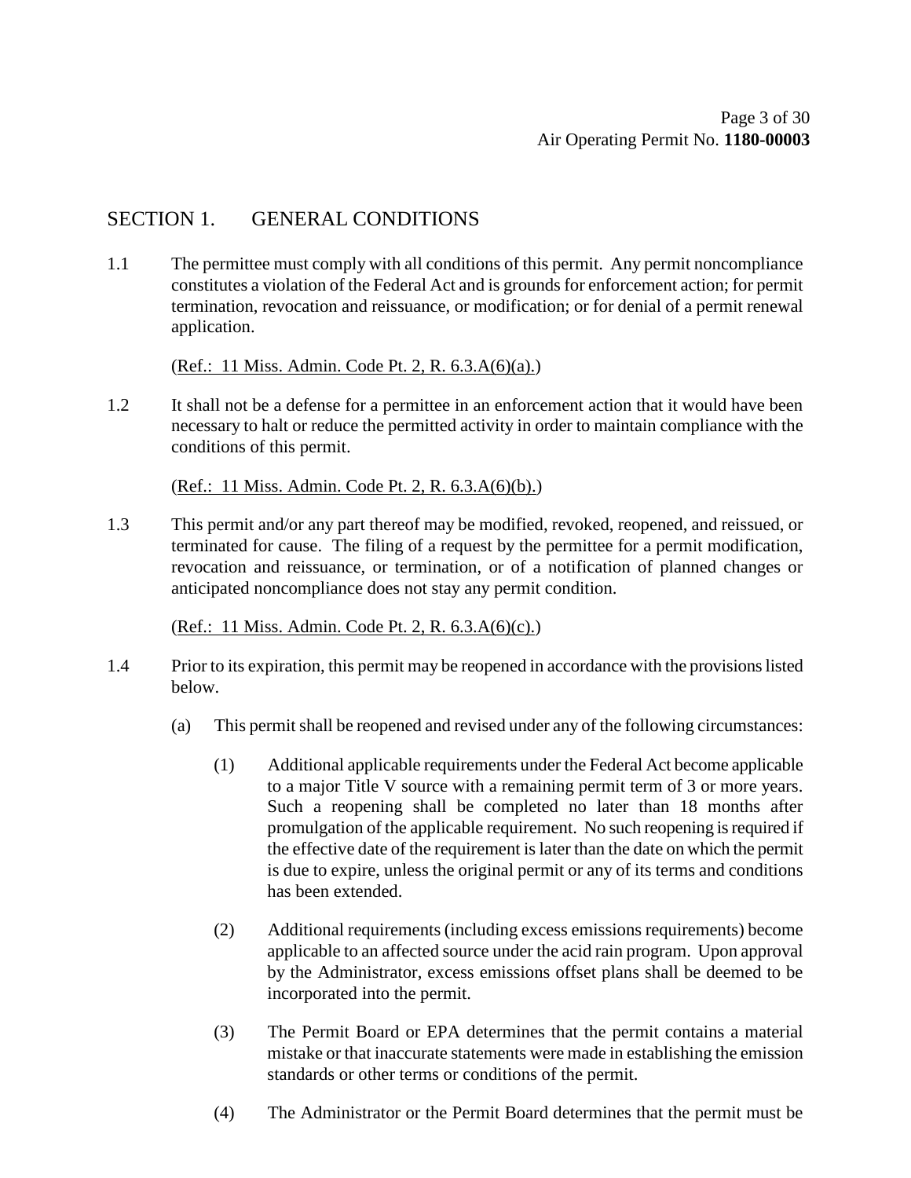## SECTION 1. GENERAL CONDITIONS

1.1 The permittee must comply with all conditions of this permit. Any permit noncompliance constitutes a violation of the Federal Act and is grounds for enforcement action; for permit termination, revocation and reissuance, or modification; or for denial of a permit renewal application.

(Ref.: 11 Miss. Admin. Code Pt. 2, R. 6.3.A(6)(a).)

1.2 It shall not be a defense for a permittee in an enforcement action that it would have been necessary to halt or reduce the permitted activity in order to maintain compliance with the conditions of this permit.

(Ref.: 11 Miss. Admin. Code Pt. 2, R. 6.3.A(6)(b).)

1.3 This permit and/or any part thereof may be modified, revoked, reopened, and reissued, or terminated for cause. The filing of a request by the permittee for a permit modification, revocation and reissuance, or termination, or of a notification of planned changes or anticipated noncompliance does not stay any permit condition.

(Ref.: 11 Miss. Admin. Code Pt. 2, R. 6.3.A(6)(c).)

1.4 Prior to its expiration, this permit may be reopened in accordance with the provisions listed below.

(a) This permit shall be reopened and revised under any of the following circumstances:

(1) Additional applicable requirements under the Federal Act become applicable to a major Title V source with a remaining permit term of 3 or more years. Such a reopening shall be completed no later than 18 months after promulgation of the applicable requirement. No such reopening is required if the effective date of the requirement is later than the date on which the permit is due to expire, unless the original permit or any of its terms and conditions has been extended.

(2) Additional requirements (including excess emissions requirements) become applicable to an affected source under the acid rain program. Upon approval by the Administrator, excess emissions offset plans shall be deemed to be incorporated into the permit.

(3) The Permit Board or EPA determines that the permit contains a material mistake or that inaccurate statements were made in establishing the emission standards or other terms or conditions of the permit.

(4) The Administrator or the Permit Board determines that the permit must be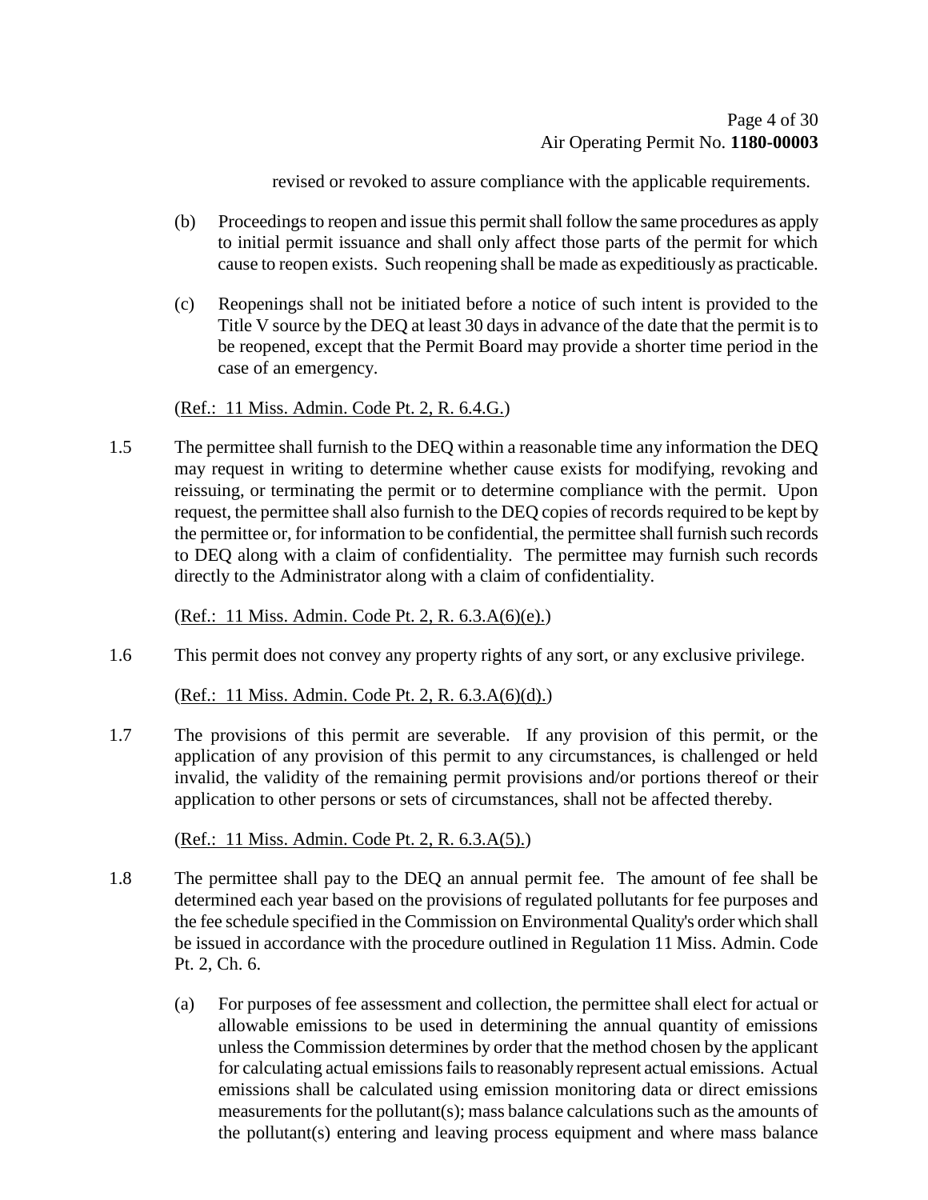revised or revoked to assure compliance with the applicable requirements.

(b) Proceedings to reopen and issue this permit shall follow the same procedures as apply to initial permit issuance and shall only affect those parts of the permit for which cause to reopen exists. Such reopening shall be made as expeditiously as practicable.

(c) Reopenings shall not be initiated before a notice of such intent is provided to the Title V source by the DEQ at least 30 days in advance of the date that the permit is to be reopened, except that the Permit Board may provide a shorter time period in the case of an emergency.

(Ref.: 11 Miss. Admin. Code Pt. 2, R. 6.4.G.)

1.5 The permittee shall furnish to the DEQ within a reasonable time any information the DEQ may request in writing to determine whether cause exists for modifying, revoking and reissuing, or terminating the permit or to determine compliance with the permit. Upon request, the permittee shall also furnish to the DEQ copies of records required to be kept by the permittee or, for information to be confidential, the permittee shall furnish such records to DEQ along with a claim of confidentiality. The permittee may furnish such records directly to the Administrator along with a claim of confidentiality.

(Ref.: 11 Miss. Admin. Code Pt. 2, R. 6.3.A(6)(e).)

1.6 This permit does not convey any property rights of any sort, or any exclusive privilege.

(Ref.: 11 Miss. Admin. Code Pt. 2, R. 6.3.A(6)(d).)

1.7 The provisions of this permit are severable. If any provision of this permit, or the application of any provision of this permit to any circumstances, is challenged or held invalid, the validity of the remaining permit provisions and/or portions thereof or their application to other persons or sets of circumstances, shall not be affected thereby.

(Ref.: 11 Miss. Admin. Code Pt. 2, R. 6.3.A(5).)

1.8 The permittee shall pay to the DEQ an annual permit fee. The amount of fee shall be determined each year based on the provisions of regulated pollutants for fee purposes and the fee schedule specified in the Commission on Environmental Quality's order which shall be issued in accordance with the procedure outlined in Regulation 11 Miss. Admin. Code Pt. 2, Ch. 6.

(a) For purposes of fee assessment and collection, the permittee shall elect for actual or allowable emissions to be used in determining the annual quantity of emissions unless the Commission determines by order that the method chosen by the applicant for calculating actual emissions fails to reasonably represent actual emissions. Actual emissions shall be calculated using emission monitoring data or direct emissions measurements for the pollutant(s); mass balance calculations such as the amounts of the pollutant(s) entering and leaving process equipment and where mass balance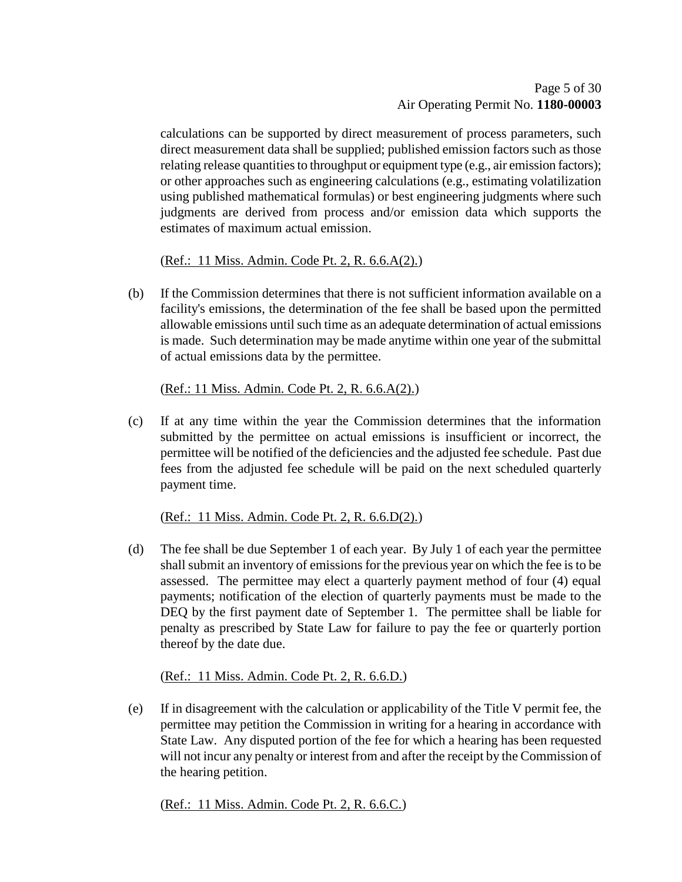calculations can be supported by direct measurement of process parameters, such direct measurement data shall be supplied; published emission factors such as those relating release quantities to throughput or equipment type (e.g., air emission factors); or other approaches such as engineering calculations (e.g., estimating volatilization using published mathematical formulas) or best engineering judgments where such judgments are derived from process and/or emission data which supports the estimates of maximum actual emission.

(Ref.: 11 Miss. Admin. Code Pt. 2, R. 6.6.A(2).)

(b) If the Commission determines that there is not sufficient information available on a facility's emissions, the determination of the fee shall be based upon the permitted allowable emissions until such time as an adequate determination of actual emissions is made. Such determination may be made anytime within one year of the submittal of actual emissions data by the permittee.

(Ref.: 11 Miss. Admin. Code Pt. 2, R. 6.6.A(2).)

(c) If at any time within the year the Commission determines that the information submitted by the permittee on actual emissions is insufficient or incorrect, the permittee will be notified of the deficiencies and the adjusted fee schedule. Past due fees from the adjusted fee schedule will be paid on the next scheduled quarterly payment time.

(Ref.: 11 Miss. Admin. Code Pt. 2, R. 6.6.D(2).)

(d) The fee shall be due September 1 of each year. By July 1 of each year the permittee shall submit an inventory of emissions for the previous year on which the fee is to be assessed. The permittee may elect a quarterly payment method of four (4) equal payments; notification of the election of quarterly payments must be made to the DEQ by the first payment date of September 1. The permittee shall be liable for penalty as prescribed by State Law for failure to pay the fee or quarterly portion thereof by the date due.

(Ref.: 11 Miss. Admin. Code Pt. 2, R. 6.6.D.)

(e) If in disagreement with the calculation or applicability of the Title V permit fee, the permittee may petition the Commission in writing for a hearing in accordance with State Law. Any disputed portion of the fee for which a hearing has been requested will not incur any penalty or interest from and after the receipt by the Commission of the hearing petition.

(Ref.: 11 Miss. Admin. Code Pt. 2, R. 6.6.C.)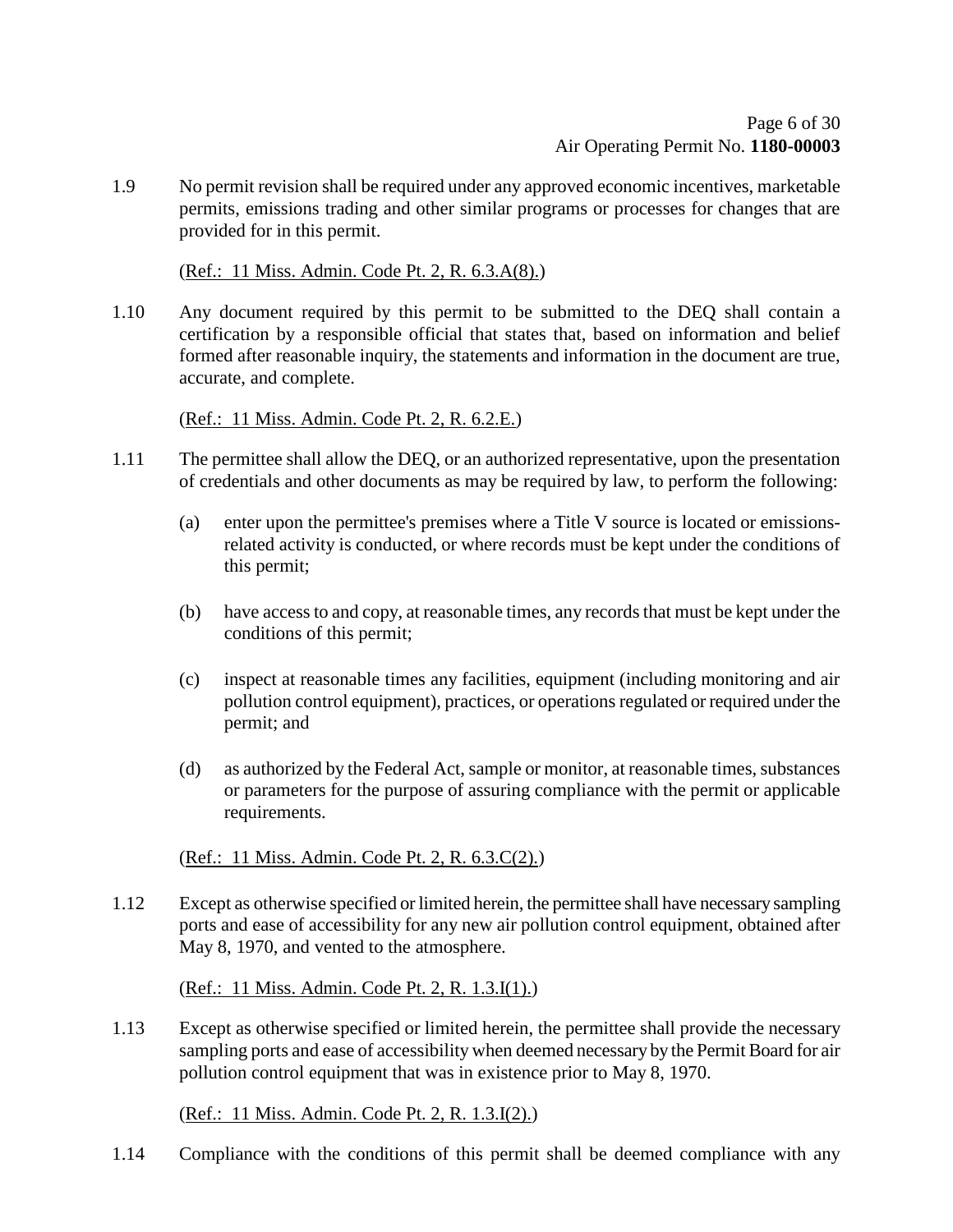1.9 No permit revision shall be required under any approved economic incentives, marketable permits, emissions trading and other similar programs or processes for changes that are provided for in this permit.

(Ref.: 11 Miss. Admin. Code Pt. 2, R. 6.3.A(8).)

1.10 Any document required by this permit to be submitted to the DEQ shall contain a certification by a responsible official that states that, based on information and belief formed after reasonable inquiry, the statements and information in the document are true, accurate, and complete.

(Ref.: 11 Miss. Admin. Code Pt. 2, R. 6.2.E.)

1.11 The permittee shall allow the DEQ, or an authorized representative, upon the presentation of credentials and other documents as may be required by law, to perform the following:

(a) enter upon the permittee's premises where a Title V source is located or emissions-related activity is conducted, or where records must be kept under the conditions of this permit;

(b) have access to and copy, at reasonable times, any records that must be kept under the conditions of this permit;

(c) inspect at reasonable times any facilities, equipment (including monitoring and air pollution control equipment), practices, or operations regulated or required under the permit; and

(d) as authorized by the Federal Act, sample or monitor, at reasonable times, substances or parameters for the purpose of assuring compliance with the permit or applicable requirements.

(Ref.: 11 Miss. Admin. Code Pt. 2, R. 6.3.C(2).)

1.12 Except as otherwise specified or limited herein, the permittee shall have necessary sampling ports and ease of accessibility for any new air pollution control equipment, obtained after May 8, 1970, and vented to the atmosphere.

(Ref.: 11 Miss. Admin. Code Pt. 2, R. 1.3.I(1).)

1.13 Except as otherwise specified or limited herein, the permittee shall provide the necessary sampling ports and ease of accessibility when deemed necessary by the Permit Board for air pollution control equipment that was in existence prior to May 8, 1970.

(Ref.: 11 Miss. Admin. Code Pt. 2, R. 1.3.I(2).)

1.14 Compliance with the conditions of this permit shall be deemed compliance with any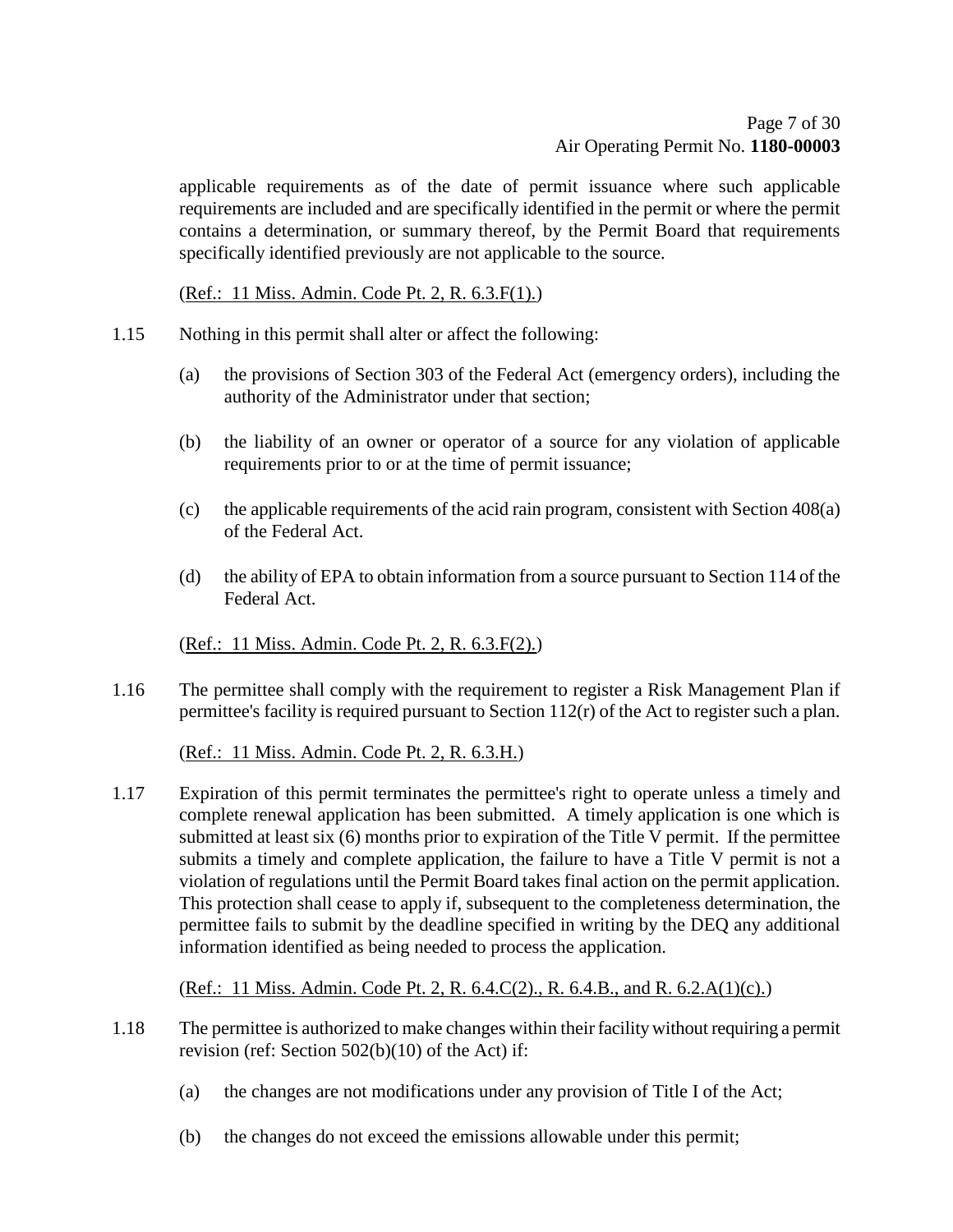applicable requirements as of the date of permit issuance where such applicable requirements are included and are specifically identified in the permit or where the permit contains a determination, or summary thereof, by the Permit Board that requirements specifically identified previously are not applicable to the source.

(Ref.: 11 Miss. Admin. Code Pt. 2, R. 6.3.F(1).)

1.15 Nothing in this permit shall alter or affect the following:

(a) the provisions of Section 303 of the Federal Act (emergency orders), including the authority of the Administrator under that section;

(b) the liability of an owner or operator of a source for any violation of applicable requirements prior to or at the time of permit issuance;

(c) the applicable requirements of the acid rain program, consistent with Section 408(a) of the Federal Act.

(d) the ability of EPA to obtain information from a source pursuant to Section 114 of the Federal Act.

(Ref.: 11 Miss. Admin. Code Pt. 2, R. 6.3.F(2).)

1.16 The permittee shall comply with the requirement to register a Risk Management Plan if permittee's facility is required pursuant to Section 112(r) of the Act to register such a plan.

(Ref.: 11 Miss. Admin. Code Pt. 2, R. 6.3.H.)

1.17 Expiration of this permit terminates the permittee's right to operate unless a timely and complete renewal application has been submitted. A timely application is one which is submitted at least six (6) months prior to expiration of the Title V permit. If the permittee submits a timely and complete application, the failure to have a Title V permit is not a violation of regulations until the Permit Board takes final action on the permit application. This protection shall cease to apply if, subsequent to the completeness determination, the permittee fails to submit by the deadline specified in writing by the DEQ any additional information identified as being needed to process the application.

(Ref.: 11 Miss. Admin. Code Pt. 2, R. 6.4.C(2)., R. 6.4.B., and R. 6.2.A(1)(c).)

1.18 The permittee is authorized to make changes within their facility without requiring a permit revision (ref: Section 502(b)(10) of the Act) if:

(a) the changes are not modifications under any provision of Title I of the Act;

(b) the changes do not exceed the emissions allowable under this permit;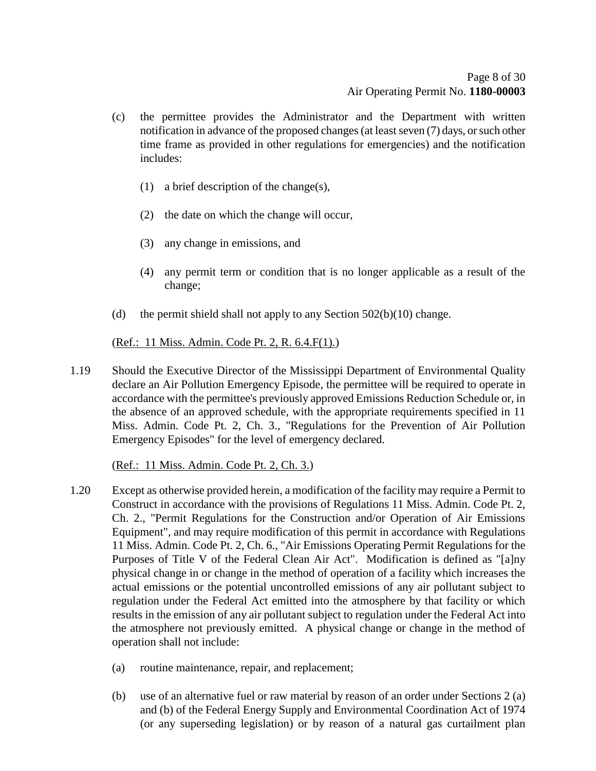(c) the permittee provides the Administrator and the Department with written notification in advance of the proposed changes (at least seven (7) days, or such other time frame as provided in other regulations for emergencies) and the notification includes:

   (1) a brief description of the change(s),

   (2) the date on which the change will occur,

   (3) any change in emissions, and

   (4) any permit term or condition that is no longer applicable as a result of the change;

(d) the permit shield shall not apply to any Section 502(b)(10) change.

(Ref.: 11 Miss. Admin. Code Pt. 2, R. 6.4.F(1).)

1.19 Should the Executive Director of the Mississippi Department of Environmental Quality declare an Air Pollution Emergency Episode, the permittee will be required to operate in accordance with the permittee's previously approved Emissions Reduction Schedule or, in the absence of an approved schedule, with the appropriate requirements specified in 11 Miss. Admin. Code Pt. 2, Ch. 3., "Regulations for the Prevention of Air Pollution Emergency Episodes" for the level of emergency declared.

(Ref.: 11 Miss. Admin. Code Pt. 2, Ch. 3.)

1.20 Except as otherwise provided herein, a modification of the facility may require a Permit to Construct in accordance with the provisions of Regulations 11 Miss. Admin. Code Pt. 2, Ch. 2., "Permit Regulations for the Construction and/or Operation of Air Emissions Equipment", and may require modification of this permit in accordance with Regulations 11 Miss. Admin. Code Pt. 2, Ch. 6., "Air Emissions Operating Permit Regulations for the Purposes of Title V of the Federal Clean Air Act". Modification is defined as "[a]ny physical change in or change in the method of operation of a facility which increases the actual emissions or the potential uncontrolled emissions of any air pollutant subject to regulation under the Federal Act emitted into the atmosphere by that facility or which results in the emission of any air pollutant subject to regulation under the Federal Act into the atmosphere not previously emitted. A physical change or change in the method of operation shall not include:

(a) routine maintenance, repair, and replacement;

(b) use of an alternative fuel or raw material by reason of an order under Sections 2 (a) and (b) of the Federal Energy Supply and Environmental Coordination Act of 1974 (or any superseding legislation) or by reason of a natural gas curtailment plan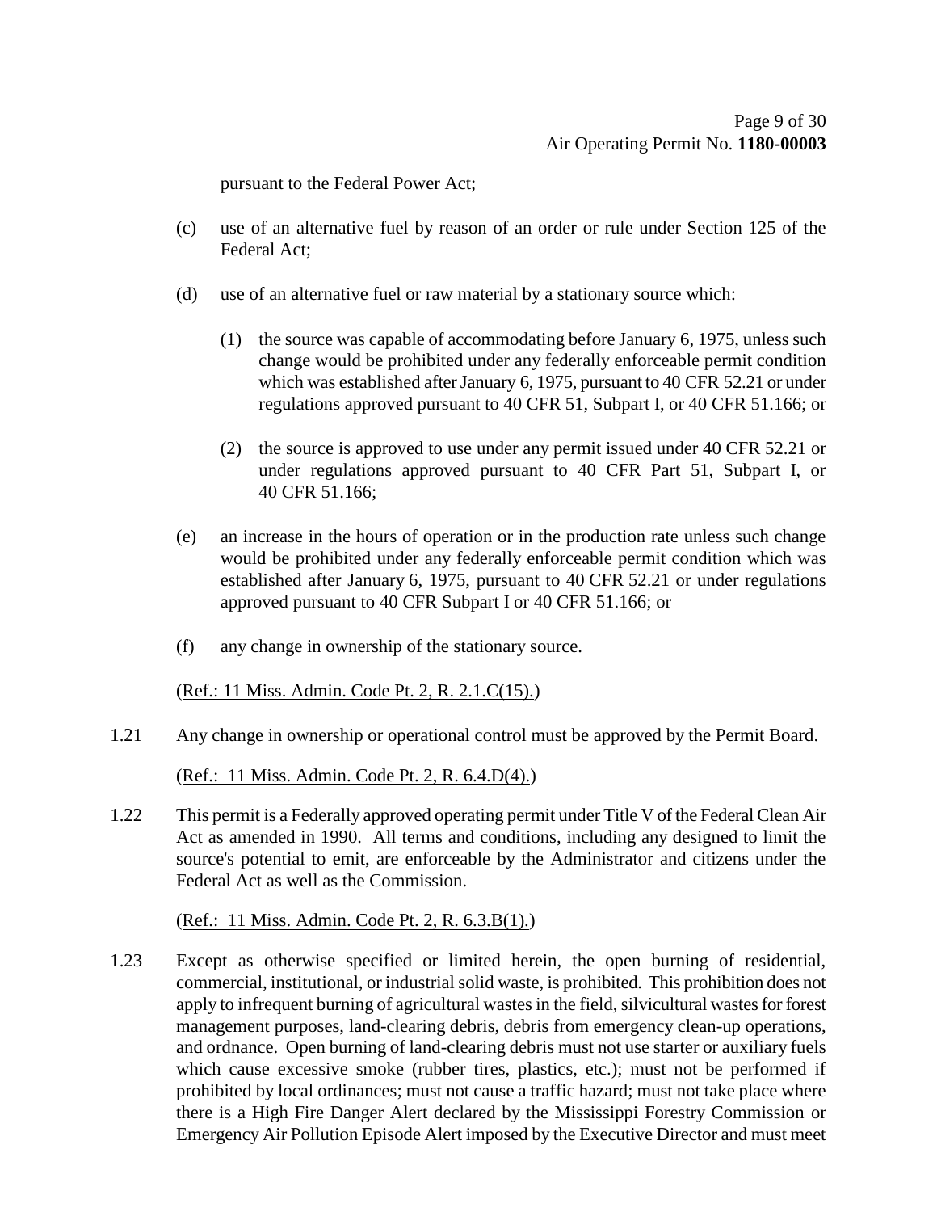pursuant to the Federal Power Act;

(c) use of an alternative fuel by reason of an order or rule under Section 125 of the Federal Act;

(d) use of an alternative fuel or raw material by a stationary source which:

(1) the source was capable of accommodating before January 6, 1975, unless such change would be prohibited under any federally enforceable permit condition which was established after January 6, 1975, pursuant to 40 CFR 52.21 or under regulations approved pursuant to 40 CFR 51, Subpart I, or 40 CFR 51.166; or

(2) the source is approved to use under any permit issued under 40 CFR 52.21 or under regulations approved pursuant to 40 CFR Part 51, Subpart I, or 40 CFR 51.166;

(e) an increase in the hours of operation or in the production rate unless such change would be prohibited under any federally enforceable permit condition which was established after January 6, 1975, pursuant to 40 CFR 52.21 or under regulations approved pursuant to 40 CFR Subpart I or 40 CFR 51.166; or

(f) any change in ownership of the stationary source.

(Ref.: 11 Miss. Admin. Code Pt. 2, R. 2.1.C(15).)

1.21 Any change in ownership or operational control must be approved by the Permit Board.

(Ref.: 11 Miss. Admin. Code Pt. 2, R. 6.4.D(4).)

1.22 This permit is a Federally approved operating permit under Title V of the Federal Clean Air Act as amended in 1990. All terms and conditions, including any designed to limit the source's potential to emit, are enforceable by the Administrator and citizens under the Federal Act as well as the Commission.

(Ref.: 11 Miss. Admin. Code Pt. 2, R. 6.3.B(1).)

1.23 Except as otherwise specified or limited herein, the open burning of residential, commercial, institutional, or industrial solid waste, is prohibited. This prohibition does not apply to infrequent burning of agricultural wastes in the field, silvicultural wastes for forest management purposes, land-clearing debris, debris from emergency clean-up operations, and ordnance. Open burning of land-clearing debris must not use starter or auxiliary fuels which cause excessive smoke (rubber tires, plastics, etc.); must not be performed if prohibited by local ordinances; must not cause a traffic hazard; must not take place where there is a High Fire Danger Alert declared by the Mississippi Forestry Commission or Emergency Air Pollution Episode Alert imposed by the Executive Director and must meet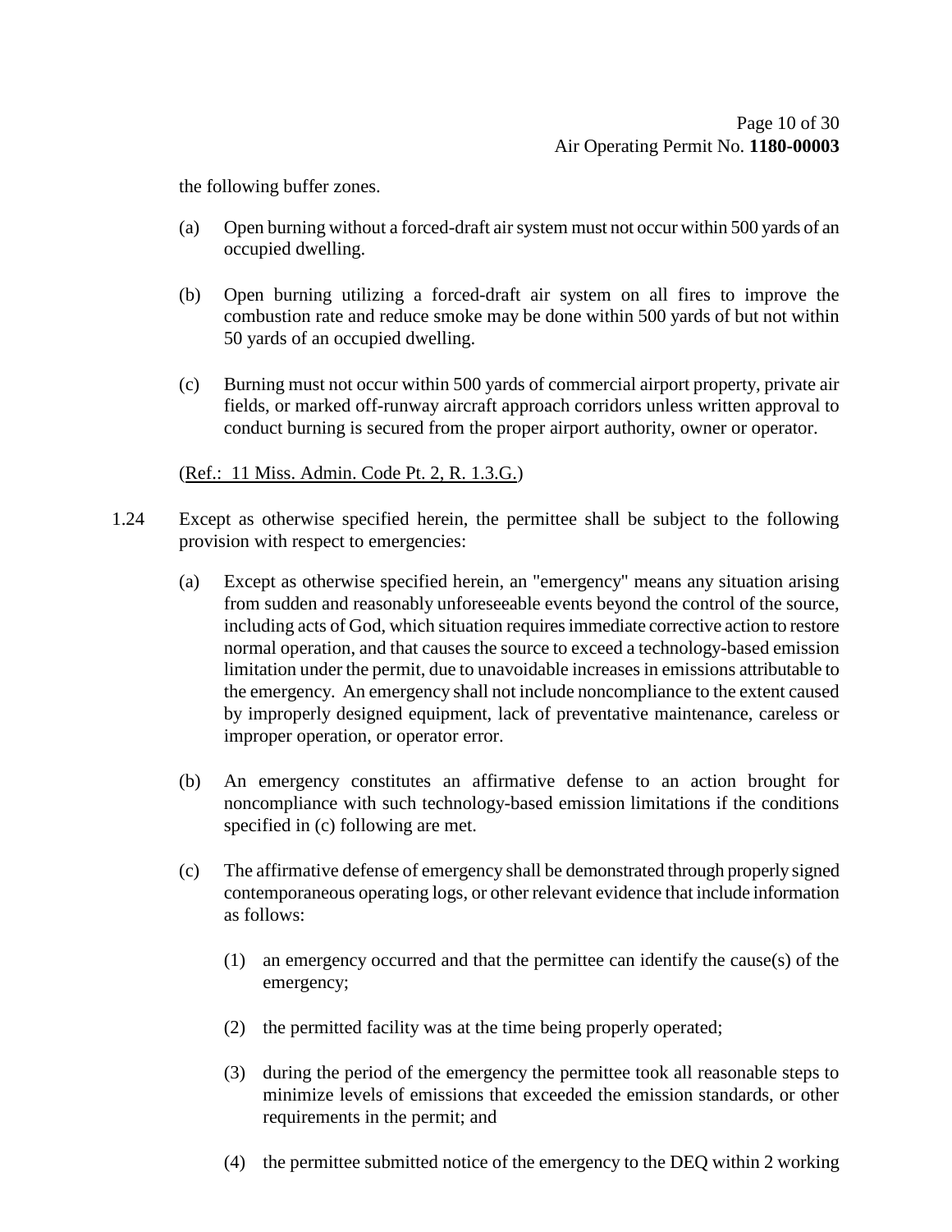the following buffer zones.

(a) Open burning without a forced-draft air system must not occur within 500 yards of an occupied dwelling.

(b) Open burning utilizing a forced-draft air system on all fires to improve the combustion rate and reduce smoke may be done within 500 yards of but not within 50 yards of an occupied dwelling.

(c) Burning must not occur within 500 yards of commercial airport property, private air fields, or marked off-runway aircraft approach corridors unless written approval to conduct burning is secured from the proper airport authority, owner or operator.

(Ref.: 11 Miss. Admin. Code Pt. 2, R. 1.3.G.)

1.24 Except as otherwise specified herein, the permittee shall be subject to the following provision with respect to emergencies:

(a) Except as otherwise specified herein, an "emergency" means any situation arising from sudden and reasonably unforeseeable events beyond the control of the source, including acts of God, which situation requires immediate corrective action to restore normal operation, and that causes the source to exceed a technology-based emission limitation under the permit, due to unavoidable increases in emissions attributable to the emergency. An emergency shall not include noncompliance to the extent caused by improperly designed equipment, lack of preventative maintenance, careless or improper operation, or operator error.

(b) An emergency constitutes an affirmative defense to an action brought for noncompliance with such technology-based emission limitations if the conditions specified in (c) following are met.

(c) The affirmative defense of emergency shall be demonstrated through properly signed contemporaneous operating logs, or other relevant evidence that include information as follows:

(1) an emergency occurred and that the permittee can identify the cause(s) of the emergency;

(2) the permitted facility was at the time being properly operated;

(3) during the period of the emergency the permittee took all reasonable steps to minimize levels of emissions that exceeded the emission standards, or other requirements in the permit; and

(4) the permittee submitted notice of the emergency to the DEQ within 2 working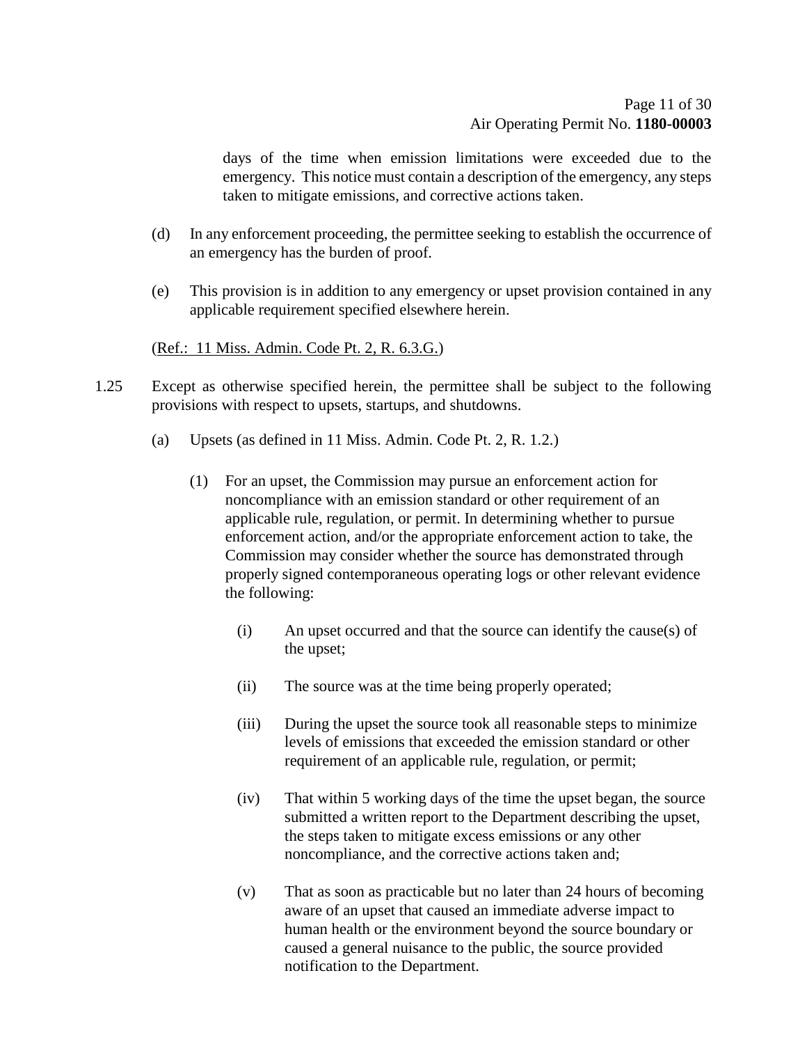days of the time when emission limitations were exceeded due to the emergency. This notice must contain a description of the emergency, any steps taken to mitigate emissions, and corrective actions taken.

(d) In any enforcement proceeding, the permittee seeking to establish the occurrence of an emergency has the burden of proof.

(e) This provision is in addition to any emergency or upset provision contained in any applicable requirement specified elsewhere herein.

(Ref.: 11 Miss. Admin. Code Pt. 2, R. 6.3.G.)

1.25 Except as otherwise specified herein, the permittee shall be subject to the following provisions with respect to upsets, startups, and shutdowns.

(a) Upsets (as defined in 11 Miss. Admin. Code Pt. 2, R. 1.2.)

(1) For an upset, the Commission may pursue an enforcement action for noncompliance with an emission standard or other requirement of an applicable rule, regulation, or permit. In determining whether to pursue enforcement action, and/or the appropriate enforcement action to take, the Commission may consider whether the source has demonstrated through properly signed contemporaneous operating logs or other relevant evidence the following:

(i) An upset occurred and that the source can identify the cause(s) of the upset;

(ii) The source was at the time being properly operated;

(iii) During the upset the source took all reasonable steps to minimize levels of emissions that exceeded the emission standard or other requirement of an applicable rule, regulation, or permit;

(iv) That within 5 working days of the time the upset began, the source submitted a written report to the Department describing the upset, the steps taken to mitigate excess emissions or any other noncompliance, and the corrective actions taken and;

(v) That as soon as practicable but no later than 24 hours of becoming aware of an upset that caused an immediate adverse impact to human health or the environment beyond the source boundary or caused a general nuisance to the public, the source provided notification to the Department.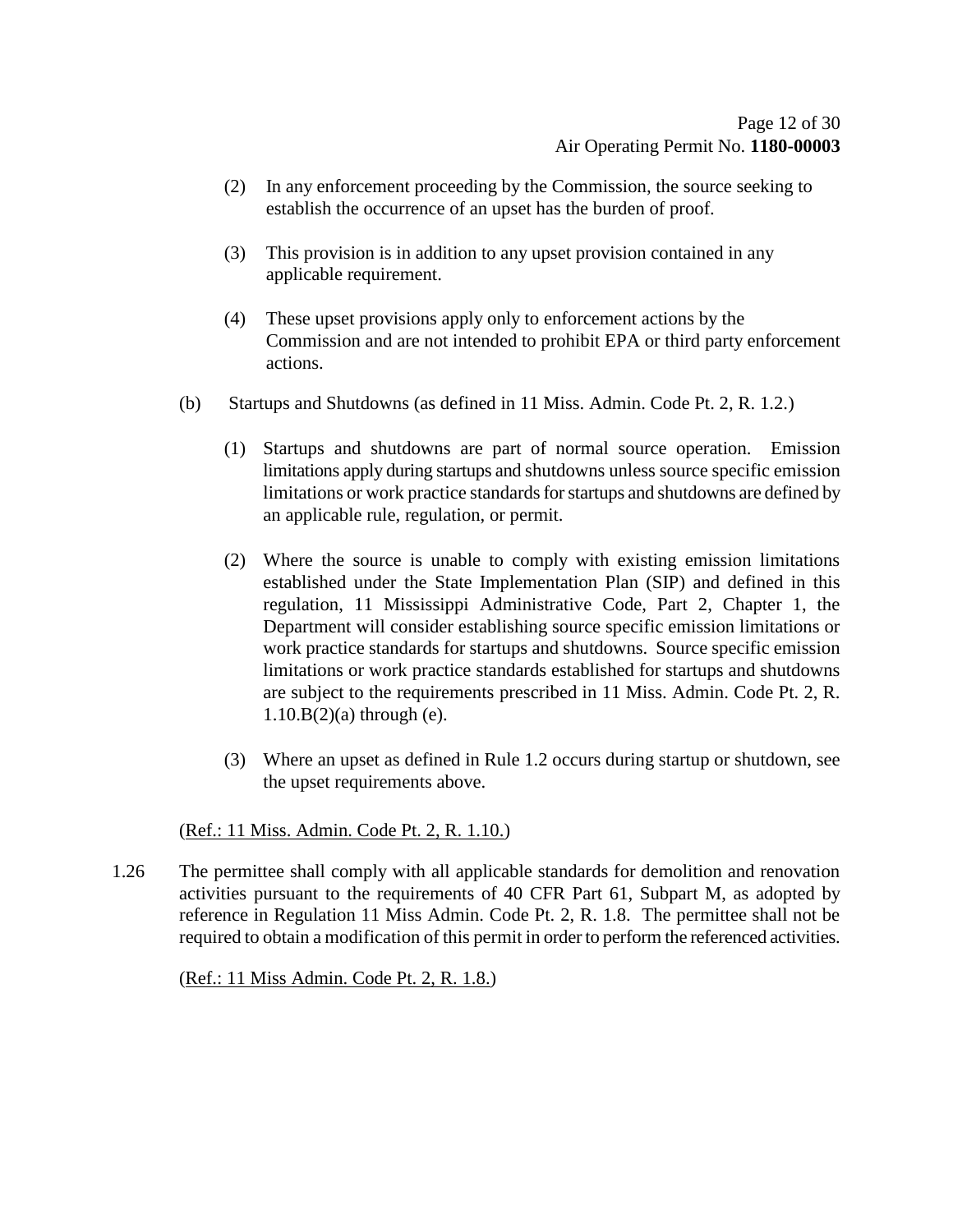(2) In any enforcement proceeding by the Commission, the source seeking to establish the occurrence of an upset has the burden of proof.

(3) This provision is in addition to any upset provision contained in any applicable requirement.

(4) These upset provisions apply only to enforcement actions by the Commission and are not intended to prohibit EPA or third party enforcement actions.

(b) Startups and Shutdowns (as defined in 11 Miss. Admin. Code Pt. 2, R. 1.2.)

(1) Startups and shutdowns are part of normal source operation. Emission limitations apply during startups and shutdowns unless source specific emission limitations or work practice standards for startups and shutdowns are defined by an applicable rule, regulation, or permit.

(2) Where the source is unable to comply with existing emission limitations established under the State Implementation Plan (SIP) and defined in this regulation, 11 Mississippi Administrative Code, Part 2, Chapter 1, the Department will consider establishing source specific emission limitations or work practice standards for startups and shutdowns. Source specific emission limitations or work practice standards established for startups and shutdowns are subject to the requirements prescribed in 11 Miss. Admin. Code Pt. 2, R. 1.10.B(2)(a) through (e).

(3) Where an upset as defined in Rule 1.2 occurs during startup or shutdown, see the upset requirements above.

(Ref.: 11 Miss. Admin. Code Pt. 2, R. 1.10.)

1.26 The permittee shall comply with all applicable standards for demolition and renovation activities pursuant to the requirements of 40 CFR Part 61, Subpart M, as adopted by reference in Regulation 11 Miss Admin. Code Pt. 2, R. 1.8. The permittee shall not be required to obtain a modification of this permit in order to perform the referenced activities.

(Ref.: 11 Miss Admin. Code Pt. 2, R. 1.8.)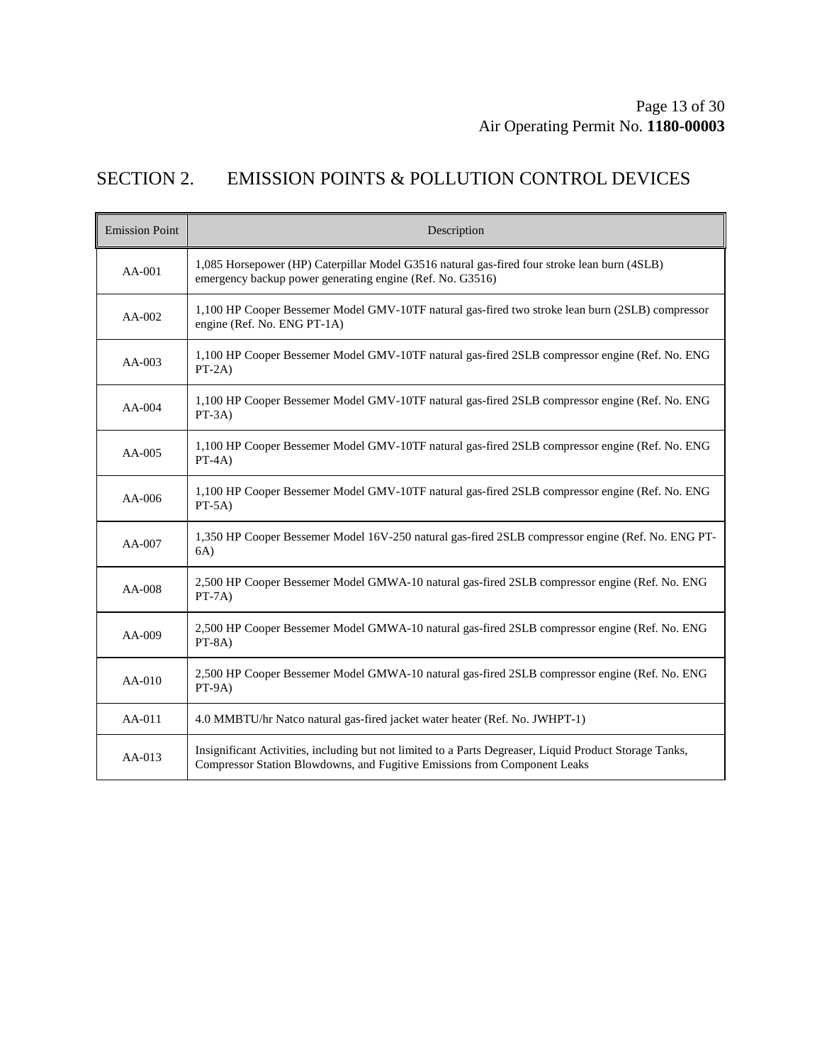# SECTION 2. EMISSION POINTS & POLLUTION CONTROL DEVICES

| Emission Point | Description |
|---|---|
| AA-001 | 1,085 Horsepower (HP) Caterpillar Model G3516 natural gas-fired four stroke lean burn (4SLB) emergency backup power generating engine (Ref. No. G3516) |
| AA-002 | 1,100 HP Cooper Bessemer Model GMV-10TF natural gas-fired two stroke lean burn (2SLB) compressor engine (Ref. No. ENG PT-1A) |
| AA-003 | 1,100 HP Cooper Bessemer Model GMV-10TF natural gas-fired 2SLB compressor engine (Ref. No. ENG PT-2A) |
| AA-004 | 1,100 HP Cooper Bessemer Model GMV-10TF natural gas-fired 2SLB compressor engine (Ref. No. ENG PT-3A) |
| AA-005 | 1,100 HP Cooper Bessemer Model GMV-10TF natural gas-fired 2SLB compressor engine (Ref. No. ENG PT-4A) |
| AA-006 | 1,100 HP Cooper Bessemer Model GMV-10TF natural gas-fired 2SLB compressor engine (Ref. No. ENG PT-5A) |
| AA-007 | 1,350 HP Cooper Bessemer Model 16V-250 natural gas-fired 2SLB compressor engine (Ref. No. ENG PT-6A) |
| AA-008 | 2,500 HP Cooper Bessemer Model GMWA-10 natural gas-fired 2SLB compressor engine (Ref. No. ENG PT-7A) |
| AA-009 | 2,500 HP Cooper Bessemer Model GMWA-10 natural gas-fired 2SLB compressor engine (Ref. No. ENG PT-8A) |
| AA-010 | 2,500 HP Cooper Bessemer Model GMWA-10 natural gas-fired 2SLB compressor engine (Ref. No. ENG PT-9A) |
| AA-011 | 4.0 MMBTU/hr Natco natural gas-fired jacket water heater (Ref. No. JWHPT-1) |
| AA-013 | Insignificant Activities, including but not limited to a Parts Degreaser, Liquid Product Storage Tanks, Compressor Station Blowdowns, and Fugitive Emissions from Component Leaks |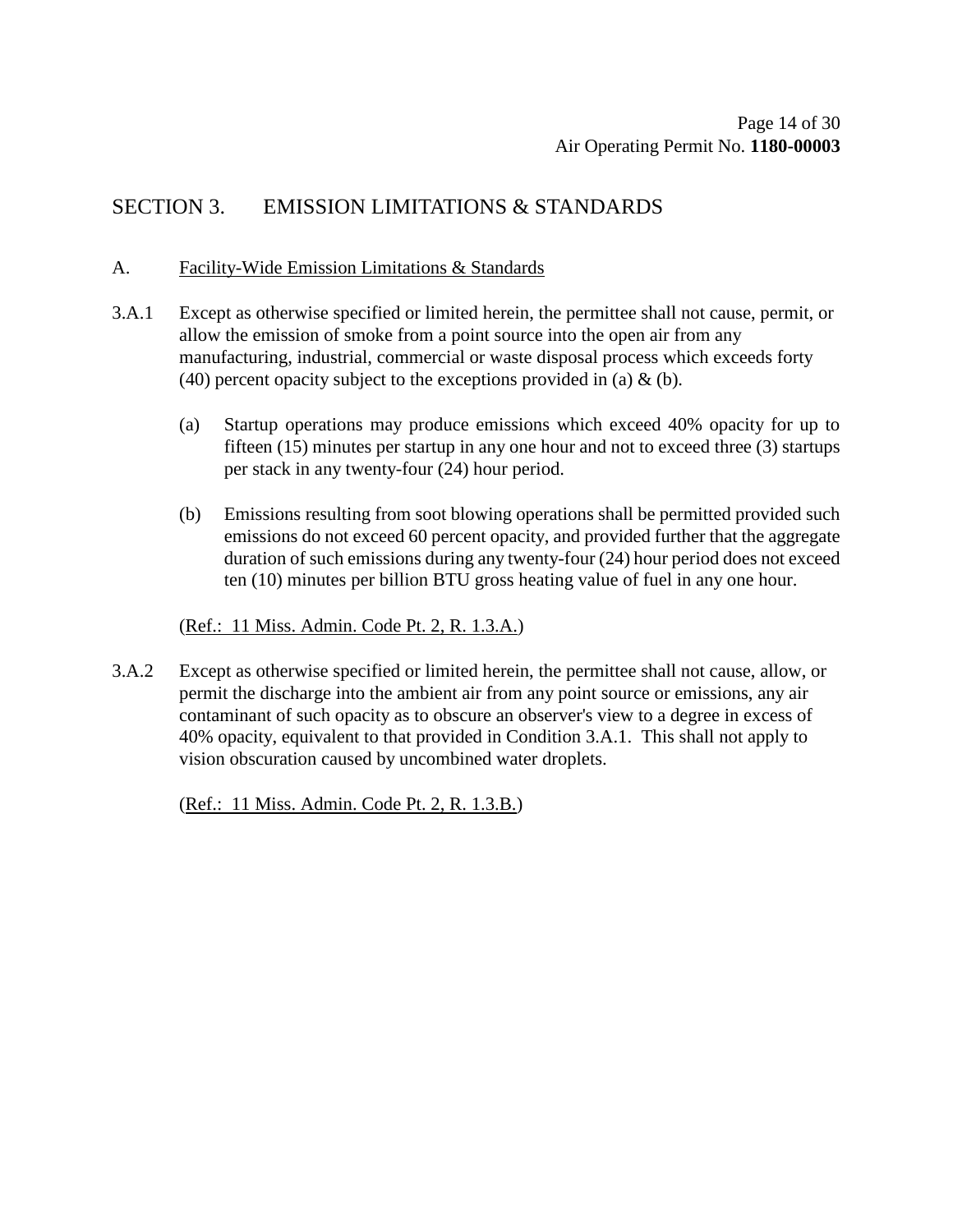# SECTION 3. EMISSION LIMITATIONS & STANDARDS

## A. Facility-Wide Emission Limitations & Standards

3.A.1 Except as otherwise specified or limited herein, the permittee shall not cause, permit, or allow the emission of smoke from a point source into the open air from any manufacturing, industrial, commercial or waste disposal process which exceeds forty (40) percent opacity subject to the exceptions provided in (a) & (b).

(a) Startup operations may produce emissions which exceed 40% opacity for up to fifteen (15) minutes per startup in any one hour and not to exceed three (3) startups per stack in any twenty-four (24) hour period.

(b) Emissions resulting from soot blowing operations shall be permitted provided such emissions do not exceed 60 percent opacity, and provided further that the aggregate duration of such emissions during any twenty-four (24) hour period does not exceed ten (10) minutes per billion BTU gross heating value of fuel in any one hour.

(Ref.: 11 Miss. Admin. Code Pt. 2, R. 1.3.A.)

3.A.2 Except as otherwise specified or limited herein, the permittee shall not cause, allow, or permit the discharge into the ambient air from any point source or emissions, any air contaminant of such opacity as to obscure an observer's view to a degree in excess of 40% opacity, equivalent to that provided in Condition 3.A.1. This shall not apply to vision obscuration caused by uncombined water droplets.

(Ref.: 11 Miss. Admin. Code Pt. 2, R. 1.3.B.)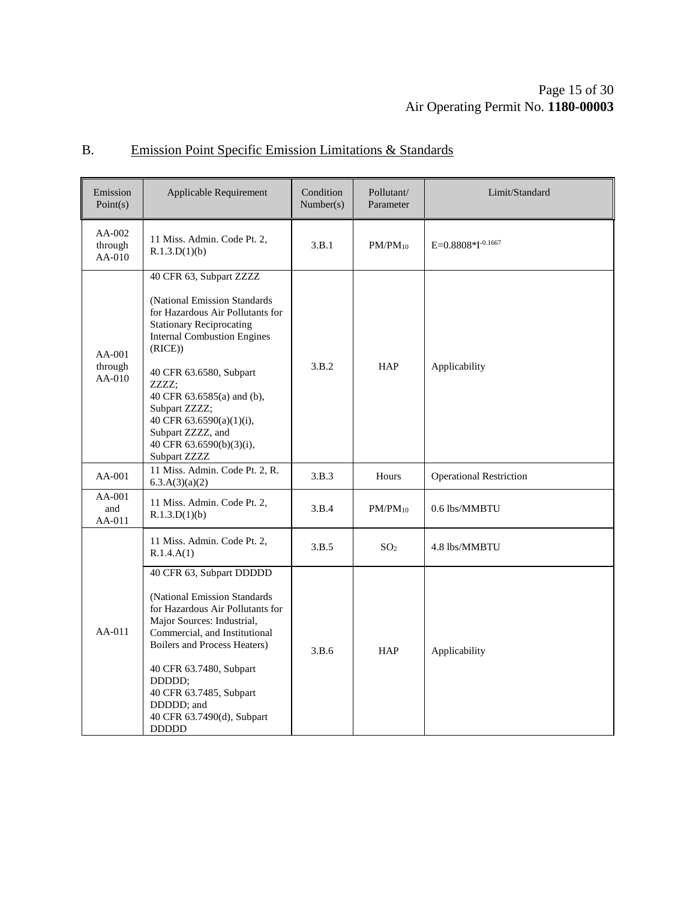## B. Emission Point Specific Emission Limitations & Standards

| Emission Point(s) | Applicable Requirement | Condition Number(s) | Pollutant/ Parameter | Limit/Standard |
|---|---|---|---|---|
| AA-002 through AA-010 | 11 Miss. Admin. Code Pt. 2, R.1.3.D(1)(b) | 3.B.1 | $PM/PM_{10}$ | $E=0.8808*I^{-0.1667}$ |
| AA-001 through AA-010 | 40 CFR 63, Subpart ZZZZ<br><br>(National Emission Standards for Hazardous Air Pollutants for Stationary Reciprocating Internal Combustion Engines (RICE))<br><br>40 CFR 63.6580, Subpart ZZZZ;<br>40 CFR 63.6585(a) and (b), Subpart ZZZZ;<br>40 CFR 63.6590(a)(1)(i), Subpart ZZZZ, and<br>40 CFR 63.6590(b)(3)(i), Subpart ZZZZ | 3.B.2 | HAP | Applicability |
| AA-001 | 11 Miss. Admin. Code Pt. 2, R. 6.3.A(3)(a)(2) | 3.B.3 | Hours | Operational Restriction |
| AA-001 and AA-011 | 11 Miss. Admin. Code Pt. 2, R.1.3.D(1)(b) | 3.B.4 | $PM/PM_{10}$ | 0.6 lbs/MMBTU |
| AA-011 | 11 Miss. Admin. Code Pt. 2, R.1.4.A(1) | 3.B.5 | $SO_2$ | 4.8 lbs/MMBTU |
| | 40 CFR 63, Subpart DDDDD<br><br>(National Emission Standards for Hazardous Air Pollutants for Major Sources: Industrial, Commercial, and Institutional Boilers and Process Heaters)<br><br>40 CFR 63.7480, Subpart DDDDD;<br>40 CFR 63.7485, Subpart DDDDD; and<br>40 CFR 63.7490(d), Subpart DDDDD | 3.B.6 | HAP | Applicability |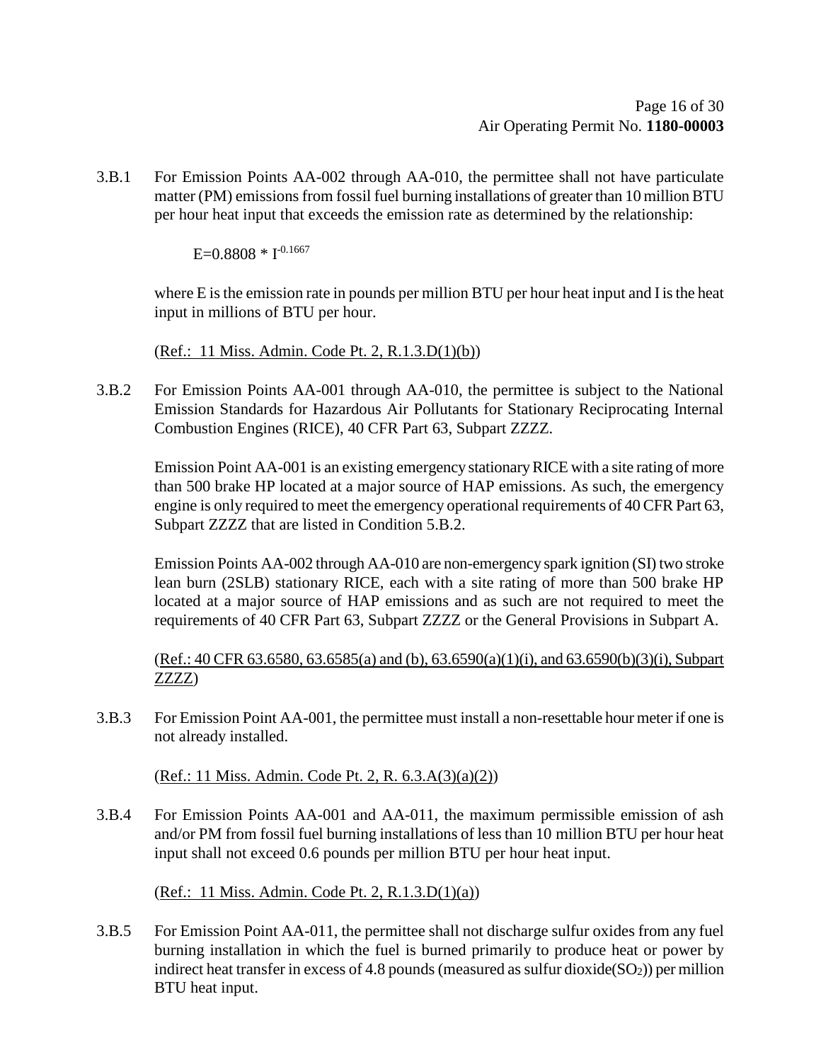3.B.1 For Emission Points AA-002 through AA-010, the permittee shall not have particulate matter (PM) emissions from fossil fuel burning installations of greater than 10 million BTU per hour heat input that exceeds the emission rate as determined by the relationship:

$$E=0.8808 * I^{-0.1667}$$

where E is the emission rate in pounds per million BTU per hour heat input and I is the heat input in millions of BTU per hour.

(Ref.: 11 Miss. Admin. Code Pt. 2, R.1.3.D(1)(b))

3.B.2 For Emission Points AA-001 through AA-010, the permittee is subject to the National Emission Standards for Hazardous Air Pollutants for Stationary Reciprocating Internal Combustion Engines (RICE), 40 CFR Part 63, Subpart ZZZZ.

Emission Point AA-001 is an existing emergency stationary RICE with a site rating of more than 500 brake HP located at a major source of HAP emissions. As such, the emergency engine is only required to meet the emergency operational requirements of 40 CFR Part 63, Subpart ZZZZ that are listed in Condition 5.B.2.

Emission Points AA-002 through AA-010 are non-emergency spark ignition (SI) two stroke lean burn (2SLB) stationary RICE, each with a site rating of more than 500 brake HP located at a major source of HAP emissions and as such are not required to meet the requirements of 40 CFR Part 63, Subpart ZZZZ or the General Provisions in Subpart A.

(Ref.: 40 CFR 63.6580, 63.6585(a) and (b), 63.6590(a)(1)(i), and 63.6590(b)(3)(i), Subpart ZZZZ)

3.B.3 For Emission Point AA-001, the permittee must install a non-resettable hour meter if one is not already installed.

(Ref.: 11 Miss. Admin. Code Pt. 2, R. 6.3.A(3)(a)(2))

3.B.4 For Emission Points AA-001 and AA-011, the maximum permissible emission of ash and/or PM from fossil fuel burning installations of less than 10 million BTU per hour heat input shall not exceed 0.6 pounds per million BTU per hour heat input.

(Ref.: 11 Miss. Admin. Code Pt. 2, R.1.3.D(1)(a))

3.B.5 For Emission Point AA-011, the permittee shall not discharge sulfur oxides from any fuel burning installation in which the fuel is burned primarily to produce heat or power by indirect heat transfer in excess of 4.8 pounds (measured as sulfur dioxide($SO_2$)) per million BTU heat input.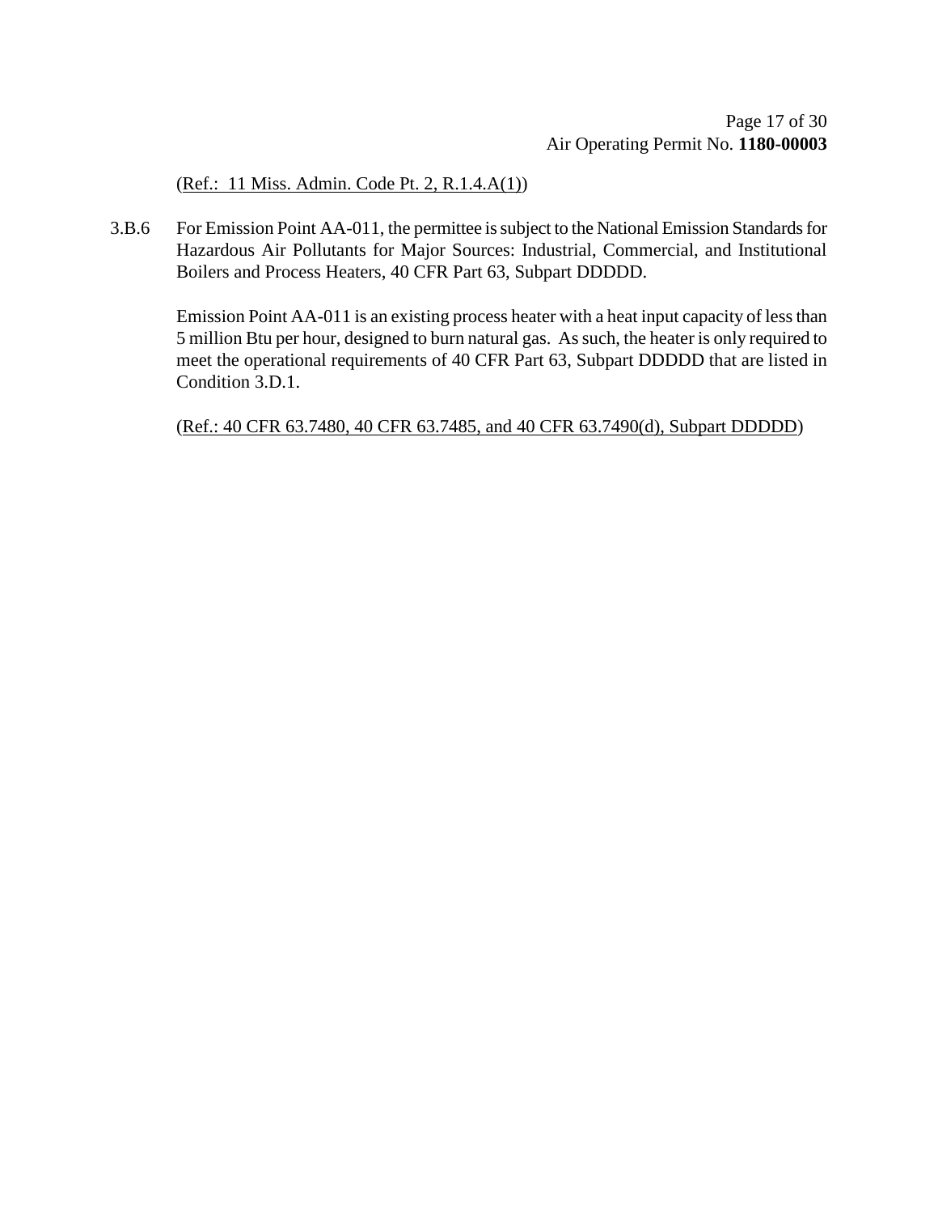(Ref.: 11 Miss. Admin. Code Pt. 2, R.1.4.A(1))

3.B.6 For Emission Point AA-011, the permittee is subject to the National Emission Standards for Hazardous Air Pollutants for Major Sources: Industrial, Commercial, and Institutional Boilers and Process Heaters, 40 CFR Part 63, Subpart DDDDD.

Emission Point AA-011 is an existing process heater with a heat input capacity of less than 5 million Btu per hour, designed to burn natural gas. As such, the heater is only required to meet the operational requirements of 40 CFR Part 63, Subpart DDDDD that are listed in Condition 3.D.1.

(Ref.: 40 CFR 63.7480, 40 CFR 63.7485, and 40 CFR 63.7490(d), Subpart DDDDD)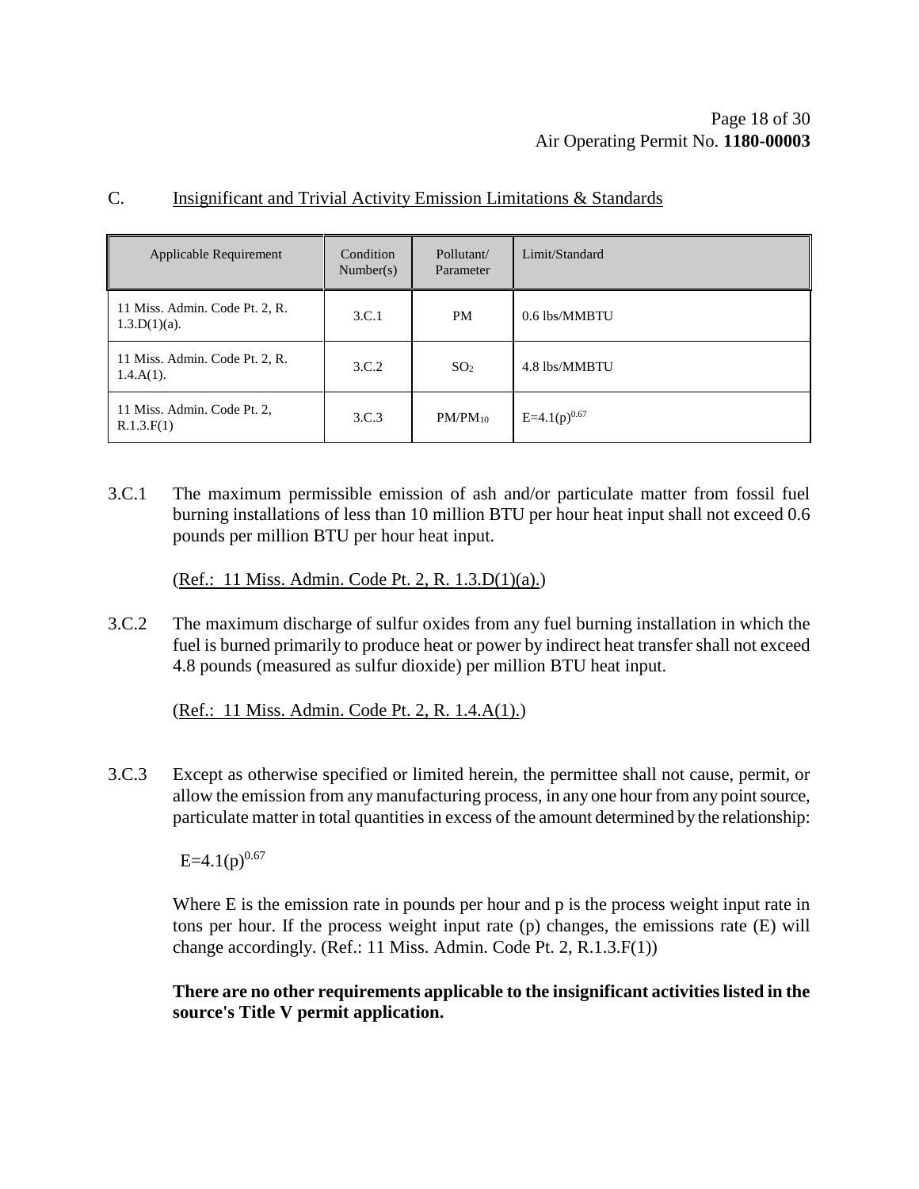## C. Insignificant and Trivial Activity Emission Limitations & Standards

| Applicable Requirement | Condition Number(s) | Pollutant/ Parameter | Limit/Standard |
|---|---|---|---|
| 11 Miss. Admin. Code Pt. 2, R. 1.3.D(1)(a). | 3.C.1 | PM | 0.6 lbs/MMBTU |
| 11 Miss. Admin. Code Pt. 2, R. 1.4.A(1). | 3.C.2 | $SO_2$ | 4.8 lbs/MMBTU |
| 11 Miss. Admin. Code Pt. 2, R.1.3.F(1) | 3.C.3 | $PM/PM_{10}$ | $E=4.1(p)^{0.67}$ |

3.C.1 The maximum permissible emission of ash and/or particulate matter from fossil fuel burning installations of less than 10 million BTU per hour heat input shall not exceed 0.6 pounds per million BTU per hour heat input.

(Ref.: 11 Miss. Admin. Code Pt. 2, R. 1.3.D(1)(a).)

3.C.2 The maximum discharge of sulfur oxides from any fuel burning installation in which the fuel is burned primarily to produce heat or power by indirect heat transfer shall not exceed 4.8 pounds (measured as sulfur dioxide) per million BTU heat input.

(Ref.: 11 Miss. Admin. Code Pt. 2, R. 1.4.A(1).)

3.C.3 Except as otherwise specified or limited herein, the permittee shall not cause, permit, or allow the emission from any manufacturing process, in any one hour from any point source, particulate matter in total quantities in excess of the amount determined by the relationship:

$$E=4.1(p)^{0.67}$$

Where E is the emission rate in pounds per hour and p is the process weight input rate in tons per hour. If the process weight input rate (p) changes, the emissions rate (E) will change accordingly. (Ref.: 11 Miss. Admin. Code Pt. 2, R.1.3.F(1))

**There are no other requirements applicable to the insignificant activities listed in the source's Title V permit application.**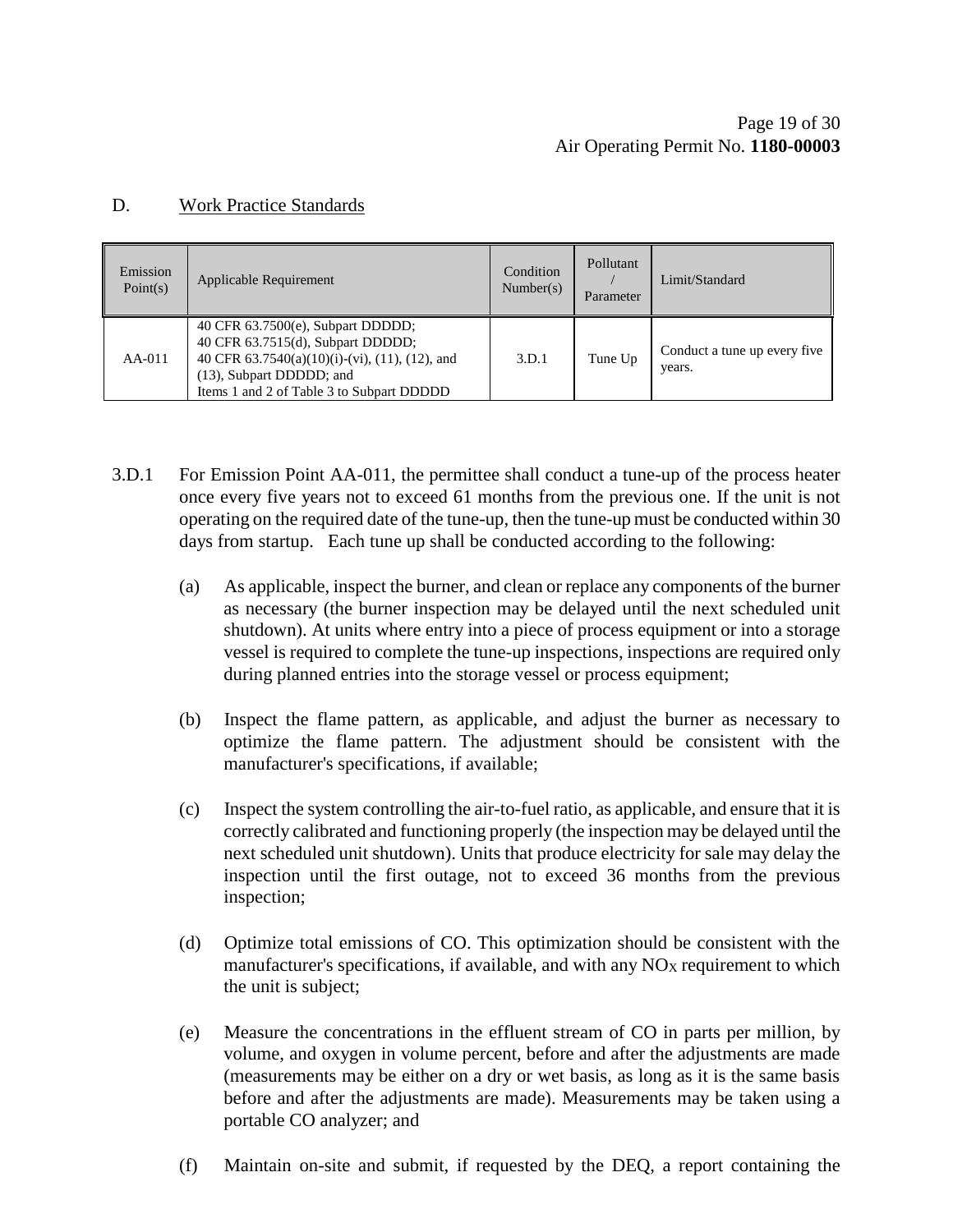## D. Work Practice Standards

| Emission Point(s) | Applicable Requirement | Condition Number(s) | Pollutant / Parameter | Limit/Standard |
|---|---|---|---|---|
| AA-011 | 40 CFR 63.7500(e), Subpart DDDDD;<br>40 CFR 63.7515(d), Subpart DDDDD;<br>40 CFR 63.7540(a)(10)(i)-(vi), (11), (12), and (13), Subpart DDDDD; and<br>Items 1 and 2 of Table 3 to Subpart DDDDD | 3.D.1 | Tune Up | Conduct a tune up every five years. |

3.D.1 For Emission Point AA-011, the permittee shall conduct a tune-up of the process heater once every five years not to exceed 61 months from the previous one. If the unit is not operating on the required date of the tune-up, then the tune-up must be conducted within 30 days from startup. Each tune up shall be conducted according to the following:

(a) As applicable, inspect the burner, and clean or replace any components of the burner as necessary (the burner inspection may be delayed until the next scheduled unit shutdown). At units where entry into a piece of process equipment or into a storage vessel is required to complete the tune-up inspections, inspections are required only during planned entries into the storage vessel or process equipment;

(b) Inspect the flame pattern, as applicable, and adjust the burner as necessary to optimize the flame pattern. The adjustment should be consistent with the manufacturer's specifications, if available;

(c) Inspect the system controlling the air-to-fuel ratio, as applicable, and ensure that it is correctly calibrated and functioning properly (the inspection may be delayed until the next scheduled unit shutdown). Units that produce electricity for sale may delay the inspection until the first outage, not to exceed 36 months from the previous inspection;

(d) Optimize total emissions of CO. This optimization should be consistent with the manufacturer's specifications, if available, and with any $NO_X$ requirement to which the unit is subject;

(e) Measure the concentrations in the effluent stream of CO in parts per million, by volume, and oxygen in volume percent, before and after the adjustments are made (measurements may be either on a dry or wet basis, as long as it is the same basis before and after the adjustments are made). Measurements may be taken using a portable CO analyzer; and

(f) Maintain on-site and submit, if requested by the DEQ, a report containing the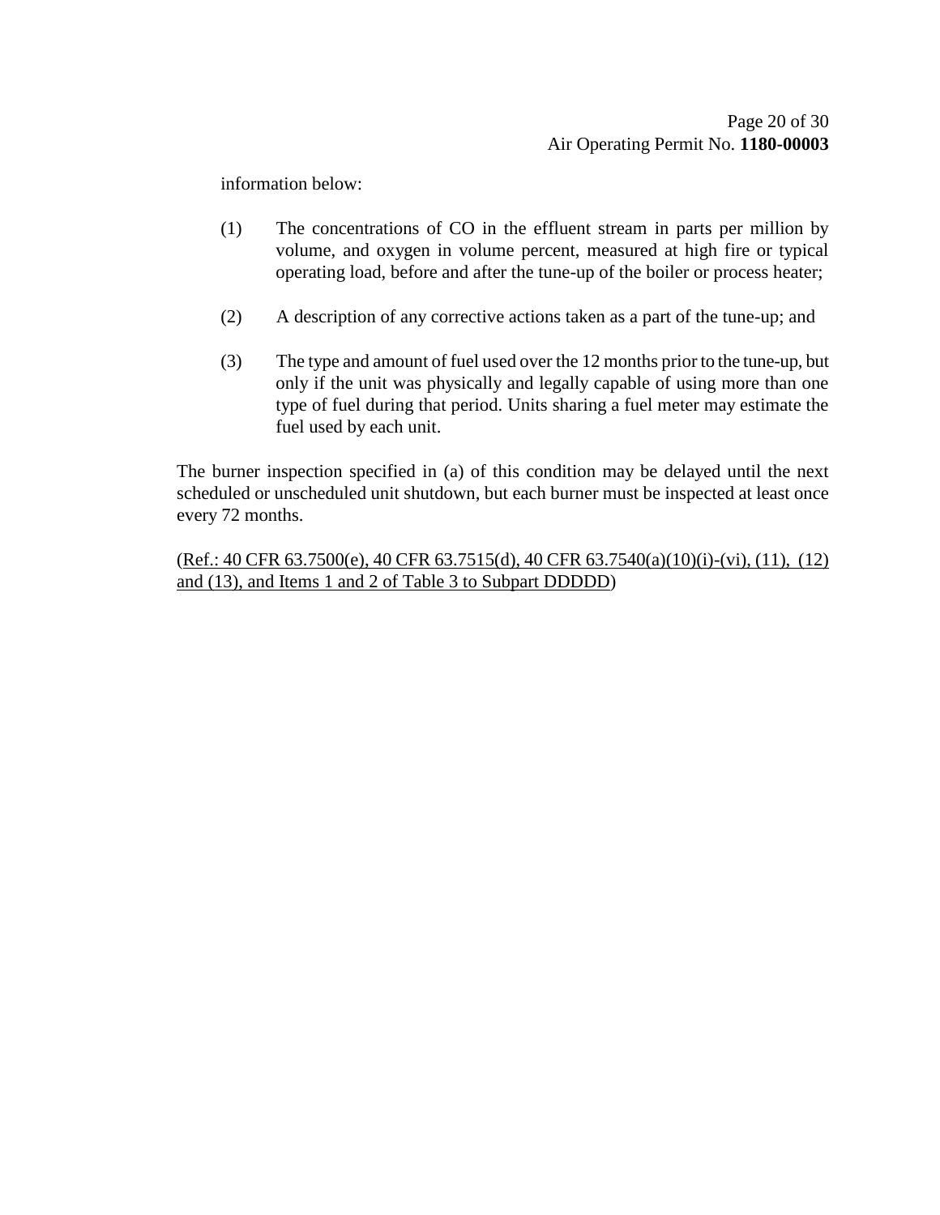information below:

(1) The concentrations of CO in the effluent stream in parts per million by volume, and oxygen in volume percent, measured at high fire or typical operating load, before and after the tune-up of the boiler or process heater;

(2) A description of any corrective actions taken as a part of the tune-up; and

(3) The type and amount of fuel used over the 12 months prior to the tune-up, but only if the unit was physically and legally capable of using more than one type of fuel during that period. Units sharing a fuel meter may estimate the fuel used by each unit.

The burner inspection specified in (a) of this condition may be delayed until the next scheduled or unscheduled unit shutdown, but each burner must be inspected at least once every 72 months.

(Ref.: 40 CFR 63.7500(e), 40 CFR 63.7515(d), 40 CFR 63.7540(a)(10)(i)-(vi), (11), (12) and (13), and Items 1 and 2 of Table 3 to Subpart DDDDD)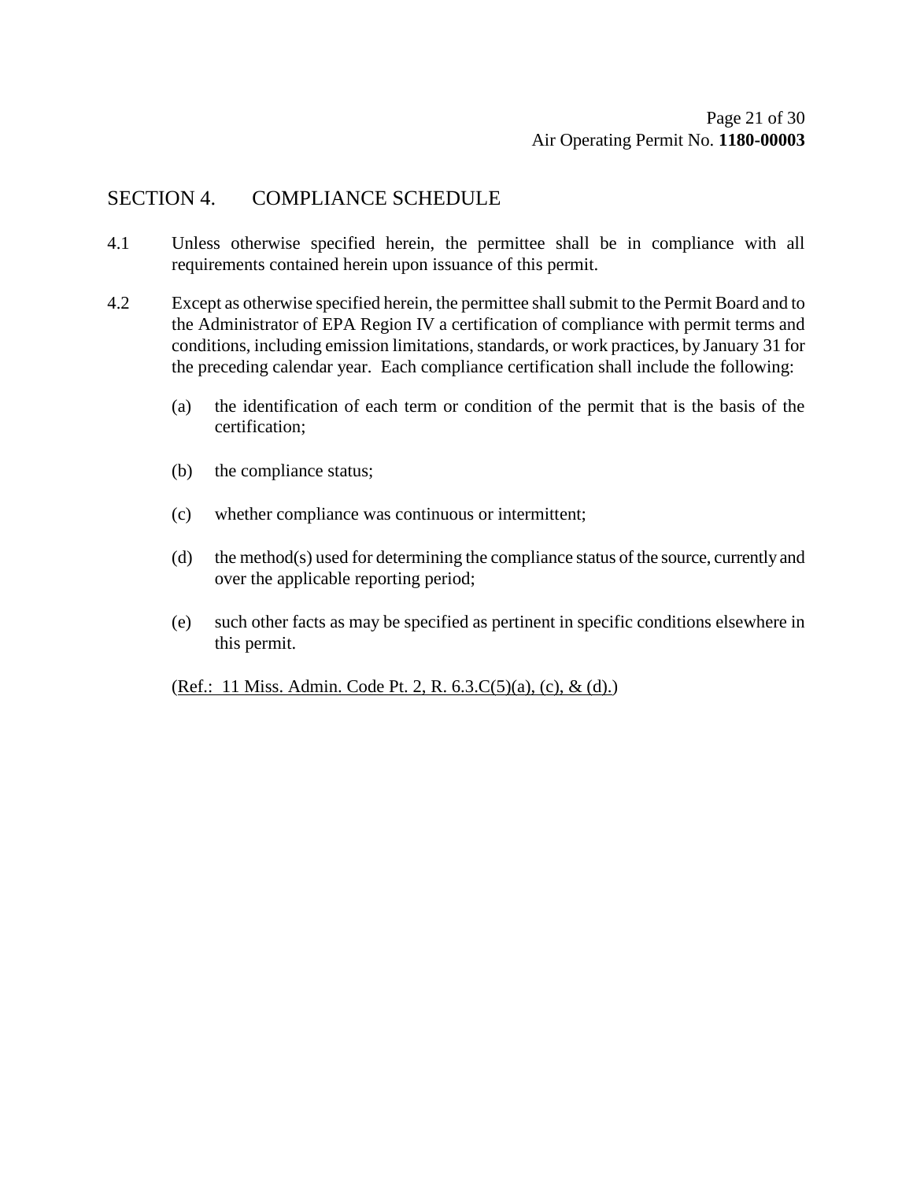## SECTION 4. COMPLIANCE SCHEDULE

4.1 Unless otherwise specified herein, the permittee shall be in compliance with all requirements contained herein upon issuance of this permit.

4.2 Except as otherwise specified herein, the permittee shall submit to the Permit Board and to the Administrator of EPA Region IV a certification of compliance with permit terms and conditions, including emission limitations, standards, or work practices, by January 31 for the preceding calendar year. Each compliance certification shall include the following:

(a) the identification of each term or condition of the permit that is the basis of the certification;

(b) the compliance status;

(c) whether compliance was continuous or intermittent;

(d) the method(s) used for determining the compliance status of the source, currently and over the applicable reporting period;

(e) such other facts as may be specified as pertinent in specific conditions elsewhere in this permit.

(Ref.: 11 Miss. Admin. Code Pt. 2, R. 6.3.C(5)(a), (c), & (d).)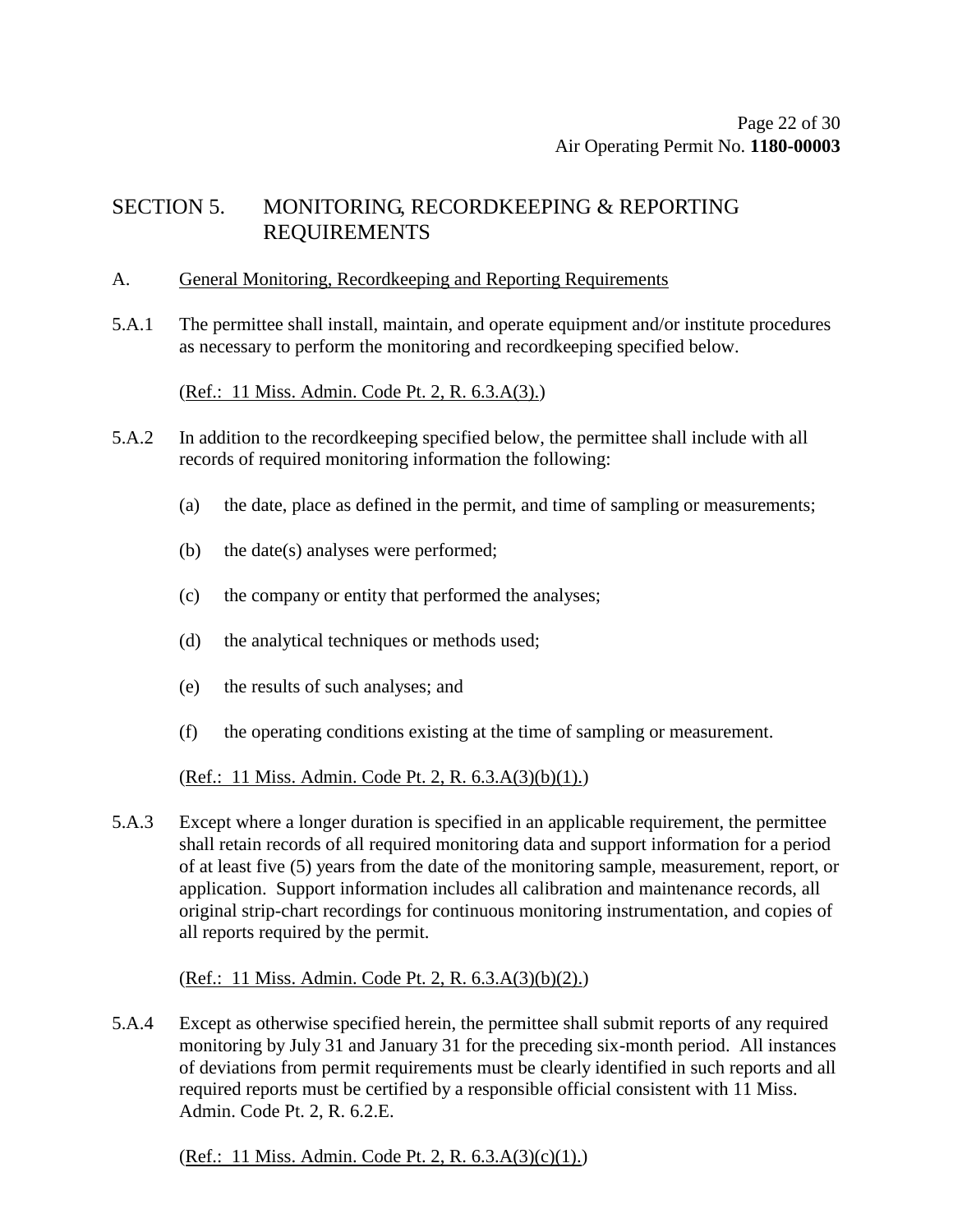# SECTION 5. MONITORING, RECORDKEEPING & REPORTING REQUIREMENTS

A. <u>General Monitoring, Recordkeeping and Reporting Requirements</u>

5.A.1 The permittee shall install, maintain, and operate equipment and/or institute procedures as necessary to perform the monitoring and recordkeeping specified below.

(<u>Ref.: 11 Miss. Admin. Code Pt. 2, R. 6.3.A(3).</u>)

5.A.2 In addition to the recordkeeping specified below, the permittee shall include with all records of required monitoring information the following:

(a) the date, place as defined in the permit, and time of sampling or measurements;

(b) the date(s) analyses were performed;

(c) the company or entity that performed the analyses;

(d) the analytical techniques or methods used;

(e) the results of such analyses; and

(f) the operating conditions existing at the time of sampling or measurement.

(<u>Ref.: 11 Miss. Admin. Code Pt. 2, R. 6.3.A(3)(b)(1).</u>)

5.A.3 Except where a longer duration is specified in an applicable requirement, the permittee shall retain records of all required monitoring data and support information for a period of at least five (5) years from the date of the monitoring sample, measurement, report, or application. Support information includes all calibration and maintenance records, all original strip-chart recordings for continuous monitoring instrumentation, and copies of all reports required by the permit.

(<u>Ref.: 11 Miss. Admin. Code Pt. 2, R. 6.3.A(3)(b)(2).</u>)

5.A.4 Except as otherwise specified herein, the permittee shall submit reports of any required monitoring by July 31 and January 31 for the preceding six-month period. All instances of deviations from permit requirements must be clearly identified in such reports and all required reports must be certified by a responsible official consistent with 11 Miss. Admin. Code Pt. 2, R. 6.2.E.

(<u>Ref.: 11 Miss. Admin. Code Pt. 2, R. 6.3.A(3)(c)(1).</u>)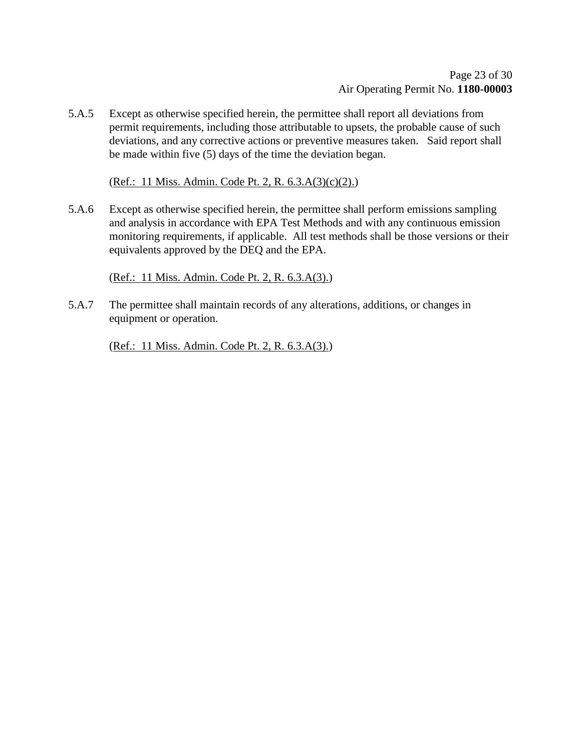5.A.5 Except as otherwise specified herein, the permittee shall report all deviations from permit requirements, including those attributable to upsets, the probable cause of such deviations, and any corrective actions or preventive measures taken. Said report shall be made within five (5) days of the time the deviation began.

(Ref.: 11 Miss. Admin. Code Pt. 2, R. 6.3.A(3)(c)(2).)

5.A.6 Except as otherwise specified herein, the permittee shall perform emissions sampling and analysis in accordance with EPA Test Methods and with any continuous emission monitoring requirements, if applicable. All test methods shall be those versions or their equivalents approved by the DEQ and the EPA.

(Ref.: 11 Miss. Admin. Code Pt. 2, R. 6.3.A(3).)

5.A.7 The permittee shall maintain records of any alterations, additions, or changes in equipment or operation.

(Ref.: 11 Miss. Admin. Code Pt. 2, R. 6.3.A(3).)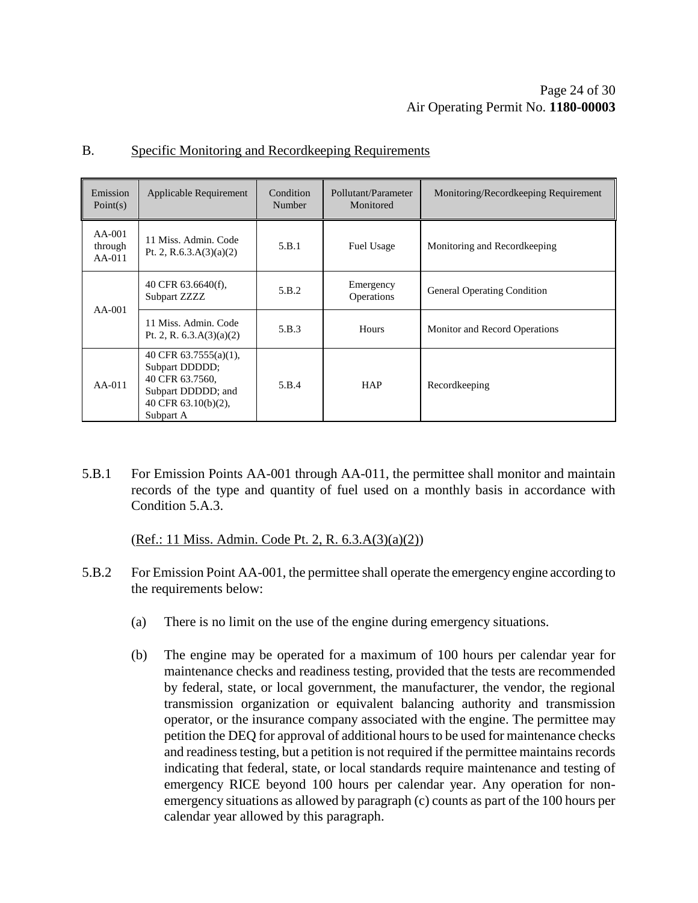## B. Specific Monitoring and Recordkeeping Requirements

| Emission Point(s) | Applicable Requirement | Condition Number | Pollutant/Parameter Monitored | Monitoring/Recordkeeping Requirement |
|---|---|---|---|---|
| AA-001 through AA-011 | 11 Miss. Admin. Code Pt. 2, R.6.3.A(3)(a)(2) | 5.B.1 | Fuel Usage | Monitoring and Recordkeeping |
| AA-001 | 40 CFR 63.6640(f), Subpart ZZZZ | 5.B.2 | Emergency Operations | General Operating Condition |
| | 11 Miss. Admin. Code Pt. 2, R. 6.3.A(3)(a)(2) | 5.B.3 | Hours | Monitor and Record Operations |
| AA-011 | 40 CFR 63.7555(a)(1), Subpart DDDDD; 40 CFR 63.7560, Subpart DDDDD; and 40 CFR 63.10(b)(2), Subpart A | 5.B.4 | HAP | Recordkeeping |

5.B.1 For Emission Points AA-001 through AA-011, the permittee shall monitor and maintain records of the type and quantity of fuel used on a monthly basis in accordance with Condition 5.A.3.

(Ref.: 11 Miss. Admin. Code Pt. 2, R. 6.3.A(3)(a)(2))

5.B.2 For Emission Point AA-001, the permittee shall operate the emergency engine according to the requirements below:

(a) There is no limit on the use of the engine during emergency situations.

(b) The engine may be operated for a maximum of 100 hours per calendar year for maintenance checks and readiness testing, provided that the tests are recommended by federal, state, or local government, the manufacturer, the vendor, the regional transmission organization or equivalent balancing authority and transmission operator, or the insurance company associated with the engine. The permittee may petition the DEQ for approval of additional hours to be used for maintenance checks and readiness testing, but a petition is not required if the permittee maintains records indicating that federal, state, or local standards require maintenance and testing of emergency RICE beyond 100 hours per calendar year. Any operation for non-emergency situations as allowed by paragraph (c) counts as part of the 100 hours per calendar year allowed by this paragraph.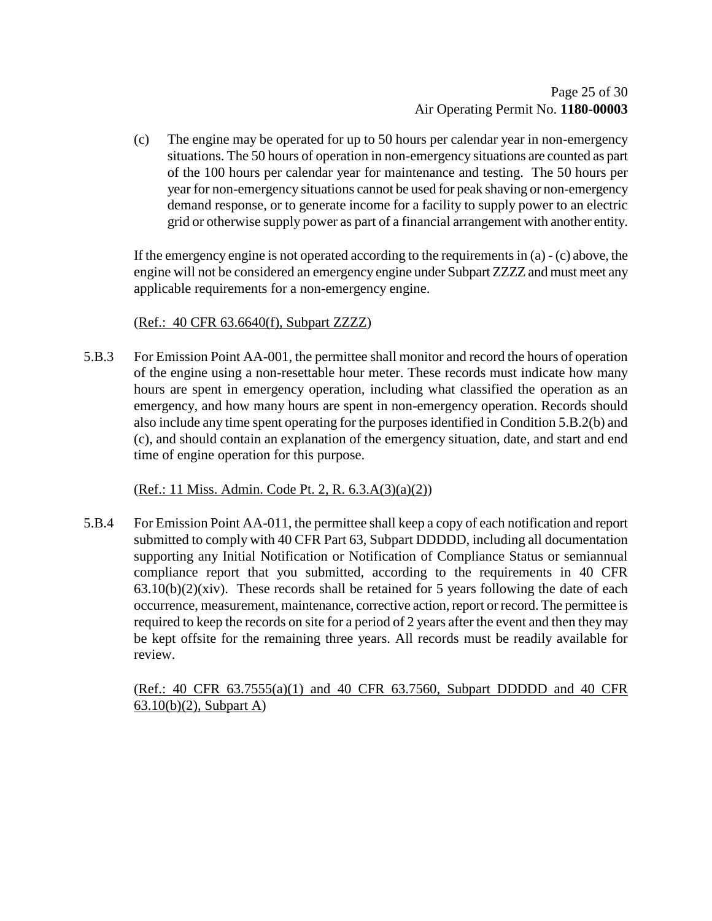(c) The engine may be operated for up to 50 hours per calendar year in non-emergency situations. The 50 hours of operation in non-emergency situations are counted as part of the 100 hours per calendar year for maintenance and testing. The 50 hours per year for non-emergency situations cannot be used for peak shaving or non-emergency demand response, or to generate income for a facility to supply power to an electric grid or otherwise supply power as part of a financial arrangement with another entity.

If the emergency engine is not operated according to the requirements in (a) - (c) above, the engine will not be considered an emergency engine under Subpart ZZZZ and must meet any applicable requirements for a non-emergency engine.

(Ref.: 40 CFR 63.6640(f), Subpart ZZZZ)

5.B.3 For Emission Point AA-001, the permittee shall monitor and record the hours of operation of the engine using a non-resettable hour meter. These records must indicate how many hours are spent in emergency operation, including what classified the operation as an emergency, and how many hours are spent in non-emergency operation. Records should also include any time spent operating for the purposes identified in Condition 5.B.2(b) and (c), and should contain an explanation of the emergency situation, date, and start and end time of engine operation for this purpose.

(Ref.: 11 Miss. Admin. Code Pt. 2, R. 6.3.A(3)(a)(2))

5.B.4 For Emission Point AA-011, the permittee shall keep a copy of each notification and report submitted to comply with 40 CFR Part 63, Subpart DDDDD, including all documentation supporting any Initial Notification or Notification of Compliance Status or semiannual compliance report that you submitted, according to the requirements in 40 CFR 63.10(b)(2)(xiv). These records shall be retained for 5 years following the date of each occurrence, measurement, maintenance, corrective action, report or record. The permittee is required to keep the records on site for a period of 2 years after the event and then they may be kept offsite for the remaining three years. All records must be readily available for review.

(Ref.: 40 CFR 63.7555(a)(1) and 40 CFR 63.7560, Subpart DDDDD and 40 CFR 63.10(b)(2), Subpart A)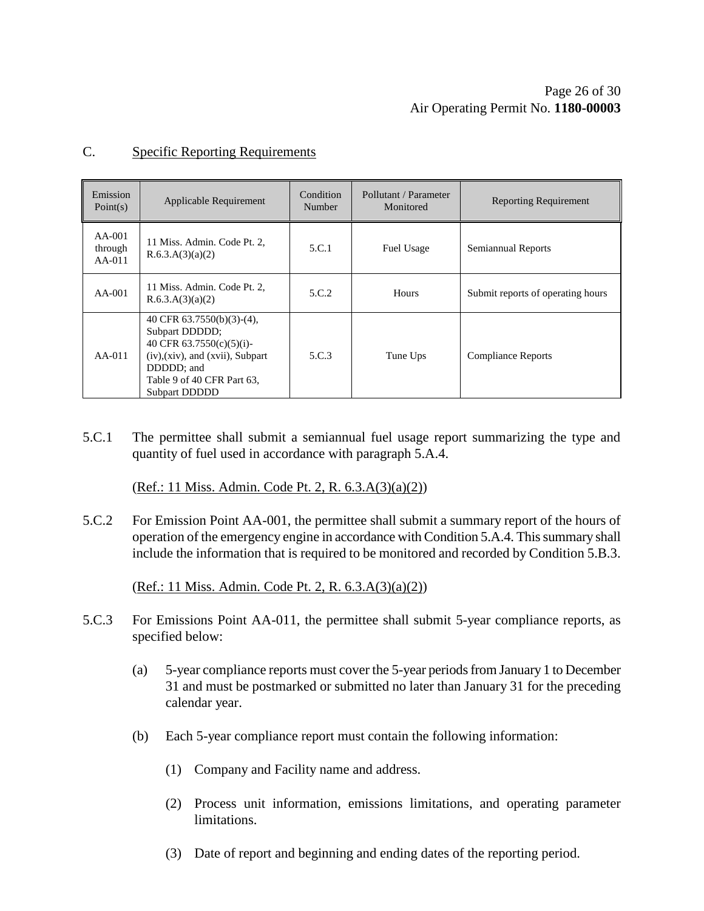## C. Specific Reporting Requirements

| Emission Point(s) | Applicable Requirement | Condition Number | Pollutant / Parameter Monitored | Reporting Requirement |
|---|---|---|---|---|
| AA-001 through AA-011 | 11 Miss. Admin. Code Pt. 2, R.6.3.A(3)(a)(2) | 5.C.1 | Fuel Usage | Semiannual Reports |
| AA-001 | 11 Miss. Admin. Code Pt. 2, R.6.3.A(3)(a)(2) | 5.C.2 | Hours | Submit reports of operating hours |
| AA-011 | 40 CFR 63.7550(b)(3)-(4), Subpart DDDDD; 40 CFR 63.7550(c)(5)(i)-(iv),(xiv), and (xvii), Subpart DDDDD; and Table 9 of 40 CFR Part 63, Subpart DDDDD | 5.C.3 | Tune Ups | Compliance Reports |

5.C.1 The permittee shall submit a semiannual fuel usage report summarizing the type and quantity of fuel used in accordance with paragraph 5.A.4.

(Ref.: 11 Miss. Admin. Code Pt. 2, R. 6.3.A(3)(a)(2))

5.C.2 For Emission Point AA-001, the permittee shall submit a summary report of the hours of operation of the emergency engine in accordance with Condition 5.A.4. This summary shall include the information that is required to be monitored and recorded by Condition 5.B.3.

(Ref.: 11 Miss. Admin. Code Pt. 2, R. 6.3.A(3)(a)(2))

5.C.3 For Emissions Point AA-011, the permittee shall submit 5-year compliance reports, as specified below:

(a) 5-year compliance reports must cover the 5-year periods from January 1 to December 31 and must be postmarked or submitted no later than January 31 for the preceding calendar year.

(b) Each 5-year compliance report must contain the following information:

(1) Company and Facility name and address.

(2) Process unit information, emissions limitations, and operating parameter limitations.

(3) Date of report and beginning and ending dates of the reporting period.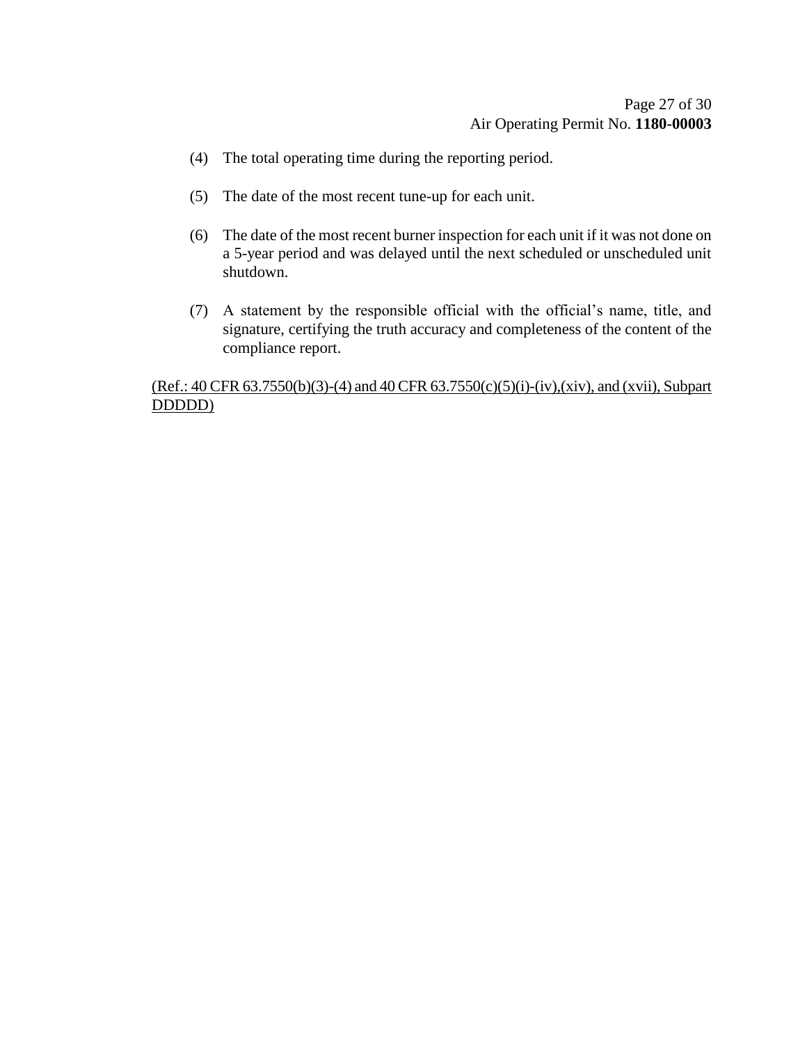(4) The total operating time during the reporting period.

(5) The date of the most recent tune-up for each unit.

(6) The date of the most recent burner inspection for each unit if it was not done on a 5-year period and was delayed until the next scheduled or unscheduled unit shutdown.

(7) A statement by the responsible official with the official's name, title, and signature, certifying the truth accuracy and completeness of the content of the compliance report.

<u>(Ref.: 40 CFR 63.7550(b)(3)-(4) and 40 CFR 63.7550(c)(5)(i)-(iv),(xiv), and (xvii), Subpart DDDDD)</u>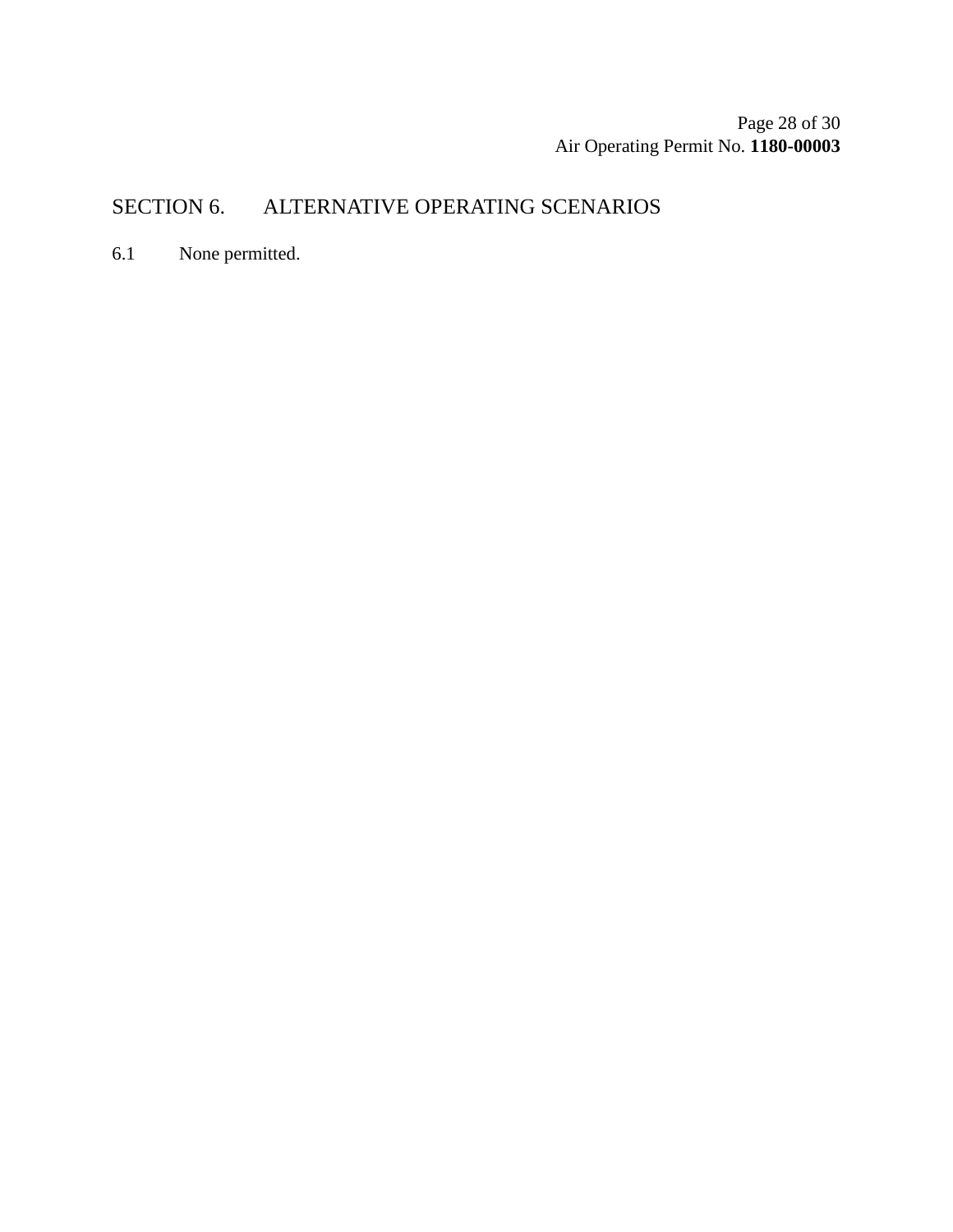## SECTION 6. ALTERNATIVE OPERATING SCENARIOS

6.1 None permitted.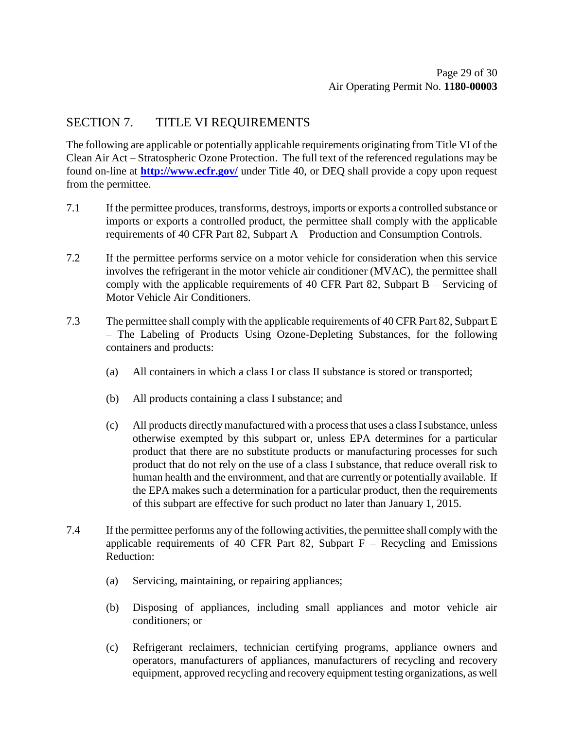## SECTION 7. TITLE VI REQUIREMENTS

The following are applicable or potentially applicable requirements originating from Title VI of the Clean Air Act – Stratospheric Ozone Protection. The full text of the referenced regulations may be found on-line at **http://www.ecfr.gov/** under Title 40, or DEQ shall provide a copy upon request from the permittee.

7.1 If the permittee produces, transforms, destroys, imports or exports a controlled substance or imports or exports a controlled product, the permittee shall comply with the applicable requirements of 40 CFR Part 82, Subpart A – Production and Consumption Controls.

7.2 If the permittee performs service on a motor vehicle for consideration when this service involves the refrigerant in the motor vehicle air conditioner (MVAC), the permittee shall comply with the applicable requirements of 40 CFR Part 82, Subpart B – Servicing of Motor Vehicle Air Conditioners.

7.3 The permittee shall comply with the applicable requirements of 40 CFR Part 82, Subpart E – The Labeling of Products Using Ozone-Depleting Substances, for the following containers and products:

(a) All containers in which a class I or class II substance is stored or transported;

(b) All products containing a class I substance; and

(c) All products directly manufactured with a process that uses a class I substance, unless otherwise exempted by this subpart or, unless EPA determines for a particular product that there are no substitute products or manufacturing processes for such product that do not rely on the use of a class I substance, that reduce overall risk to human health and the environment, and that are currently or potentially available. If the EPA makes such a determination for a particular product, then the requirements of this subpart are effective for such product no later than January 1, 2015.

7.4 If the permittee performs any of the following activities, the permittee shall comply with the applicable requirements of 40 CFR Part 82, Subpart F – Recycling and Emissions Reduction:

(a) Servicing, maintaining, or repairing appliances;

(b) Disposing of appliances, including small appliances and motor vehicle air conditioners; or

(c) Refrigerant reclaimers, technician certifying programs, appliance owners and operators, manufacturers of appliances, manufacturers of recycling and recovery equipment, approved recycling and recovery equipment testing organizations, as well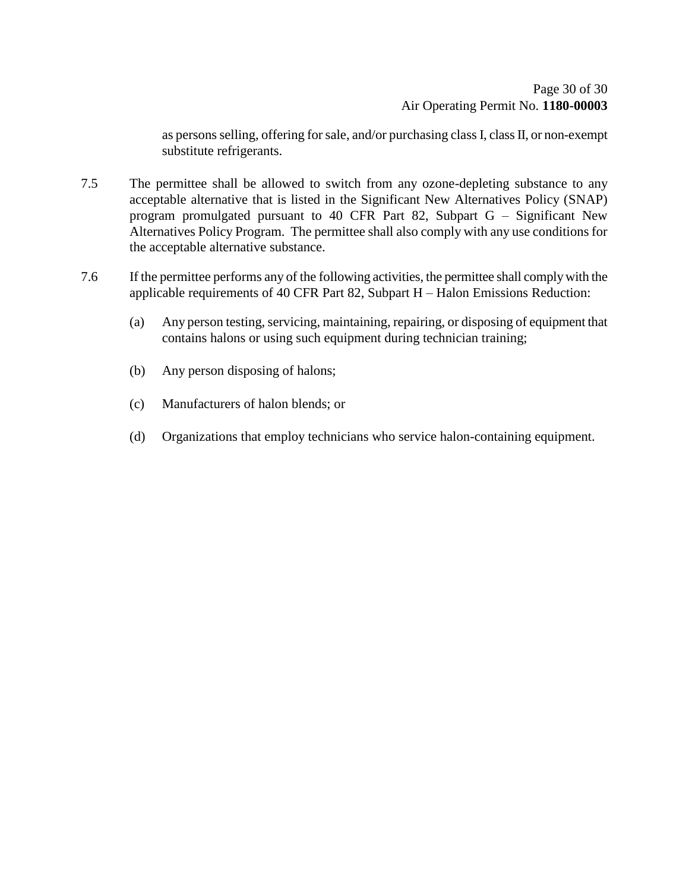as persons selling, offering for sale, and/or purchasing class I, class II, or non-exempt substitute refrigerants.

7.5 The permittee shall be allowed to switch from any ozone-depleting substance to any acceptable alternative that is listed in the Significant New Alternatives Policy (SNAP) program promulgated pursuant to 40 CFR Part 82, Subpart G – Significant New Alternatives Policy Program. The permittee shall also comply with any use conditions for the acceptable alternative substance.

7.6 If the permittee performs any of the following activities, the permittee shall comply with the applicable requirements of 40 CFR Part 82, Subpart H – Halon Emissions Reduction:

(a) Any person testing, servicing, maintaining, repairing, or disposing of equipment that contains halons or using such equipment during technician training;

(b) Any person disposing of halons;

(c) Manufacturers of halon blends; or

(d) Organizations that employ technicians who service halon-containing equipment.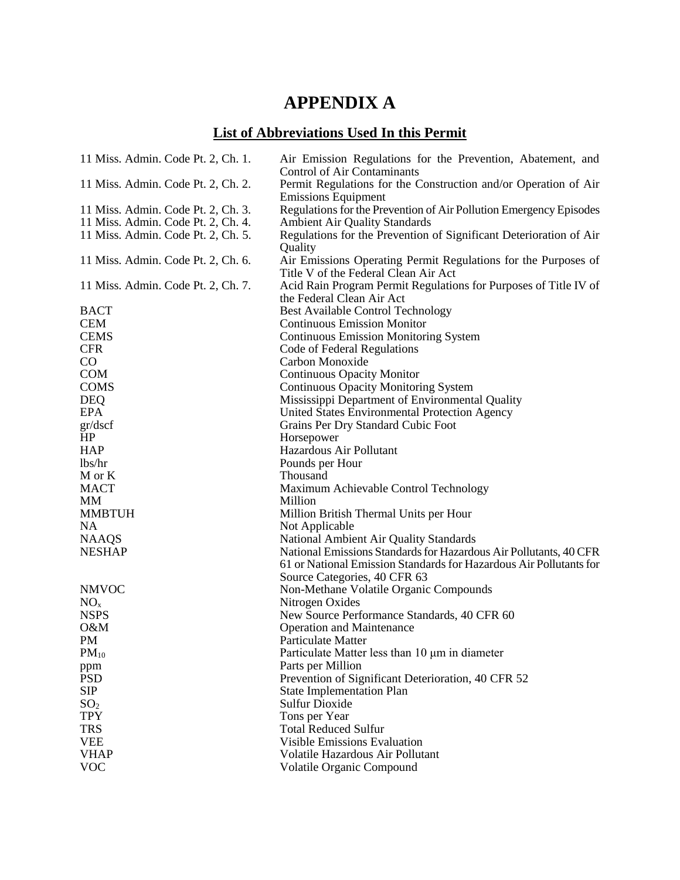# APPENDIX A

## List of Abbreviations Used In this Permit

| | |
|---|---|
| 11 Miss. Admin. Code Pt. 2, Ch. 1. | Air Emission Regulations for the Prevention, Abatement, and Control of Air Contaminants |
| 11 Miss. Admin. Code Pt. 2, Ch. 2. | Permit Regulations for the Construction and/or Operation of Air Emissions Equipment |
| 11 Miss. Admin. Code Pt. 2, Ch. 3. | Regulations for the Prevention of Air Pollution Emergency Episodes |
| 11 Miss. Admin. Code Pt. 2, Ch. 4. | Ambient Air Quality Standards |
| 11 Miss. Admin. Code Pt. 2, Ch. 5. | Regulations for the Prevention of Significant Deterioration of Air Quality |
| 11 Miss. Admin. Code Pt. 2, Ch. 6. | Air Emissions Operating Permit Regulations for the Purposes of Title V of the Federal Clean Air Act |
| 11 Miss. Admin. Code Pt. 2, Ch. 7. | Acid Rain Program Permit Regulations for Purposes of Title IV of the Federal Clean Air Act |
| BACT | Best Available Control Technology |
| CEM | Continuous Emission Monitor |
| CEMS | Continuous Emission Monitoring System |
| CFR | Code of Federal Regulations |
| CO | Carbon Monoxide |
| COM | Continuous Opacity Monitor |
| COMS | Continuous Opacity Monitoring System |
| DEQ | Mississippi Department of Environmental Quality |
| EPA | United States Environmental Protection Agency |
| gr/dscf | Grains Per Dry Standard Cubic Foot |
| HP | Horsepower |
| HAP | Hazardous Air Pollutant |
| lbs/hr | Pounds per Hour |
| M or K | Thousand |
| MACT | Maximum Achievable Control Technology |
| MM | Million |
| MMBTUH | Million British Thermal Units per Hour |
| NA | Not Applicable |
| NAAQS | National Ambient Air Quality Standards |
| NESHAP | National Emissions Standards for Hazardous Air Pollutants, 40 CFR 61 or National Emission Standards for Hazardous Air Pollutants for Source Categories, 40 CFR 63 |
| NMVOC | Non-Methane Volatile Organic Compounds |
| $NO_x$ | Nitrogen Oxides |
| NSPS | New Source Performance Standards, 40 CFR 60 |
| O&M | Operation and Maintenance |
| PM | Particulate Matter |
| $PM_{10}$ | Particulate Matter less than 10 μm in diameter |
| ppm | Parts per Million |
| PSD | Prevention of Significant Deterioration, 40 CFR 52 |
| SIP | State Implementation Plan |
| $SO_2$ | Sulfur Dioxide |
| TPY | Tons per Year |
| TRS | Total Reduced Sulfur |
| VEE | Visible Emissions Evaluation |
| VHAP | Volatile Hazardous Air Pollutant |
| VOC | Volatile Organic Compound |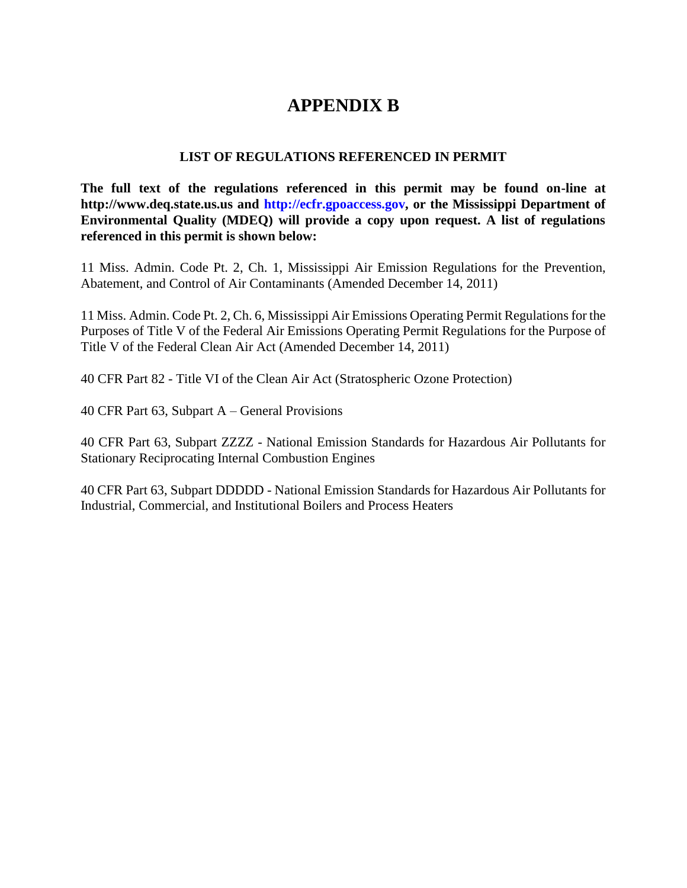# APPENDIX B

**LIST OF REGULATIONS REFERENCED IN PERMIT**

**The full text of the regulations referenced in this permit may be found on-line at http://www.deq.state.us.us and http://ecfr.gpoaccess.gov, or the Mississippi Department of Environmental Quality (MDEQ) will provide a copy upon request. A list of regulations referenced in this permit is shown below:**

11 Miss. Admin. Code Pt. 2, Ch. 1, Mississippi Air Emission Regulations for the Prevention, Abatement, and Control of Air Contaminants (Amended December 14, 2011)

11 Miss. Admin. Code Pt. 2, Ch. 6, Mississippi Air Emissions Operating Permit Regulations for the Purposes of Title V of the Federal Air Emissions Operating Permit Regulations for the Purpose of Title V of the Federal Clean Air Act (Amended December 14, 2011)

40 CFR Part 82 - Title VI of the Clean Air Act (Stratospheric Ozone Protection)

40 CFR Part 63, Subpart A – General Provisions

40 CFR Part 63, Subpart ZZZZ - National Emission Standards for Hazardous Air Pollutants for Stationary Reciprocating Internal Combustion Engines

40 CFR Part 63, Subpart DDDDD - National Emission Standards for Hazardous Air Pollutants for Industrial, Commercial, and Institutional Boilers and Process Heaters